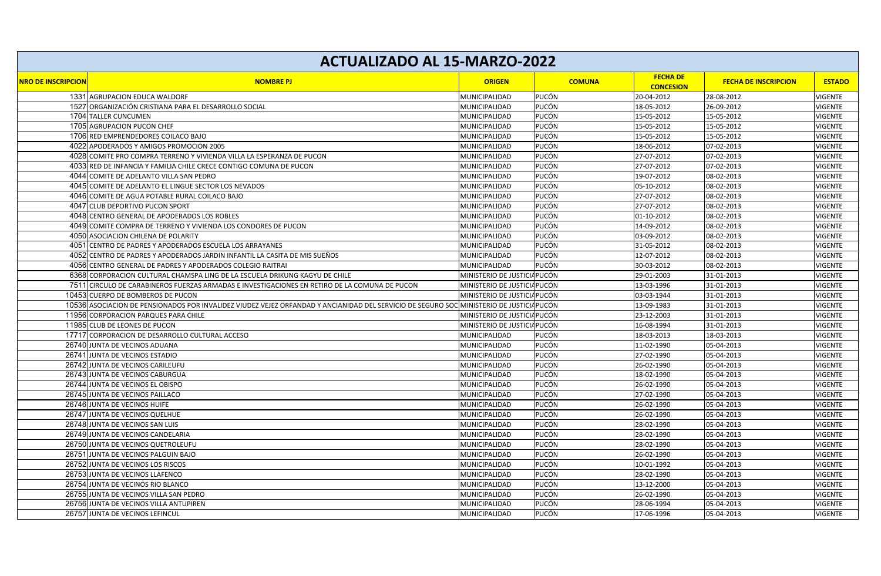# ACTUALIZADO AL 15-MARZO-2022

| NRO DE INSCRIPCION | NOMBRE PJ | ORIGEN | COMUNA | FECHA DE CONCESION | FECHA DE INSCRIPCION | ESTADO |
|---|---|---|---|---|---|---|
| 1331 | AGRUPACION EDUCA WALDORF | MUNICIPALIDAD | PUCÓN | 20-04-2012 | 28-08-2012 | VIGENTE |
| 1527 | ORGANIZACIÓN CRISTIANA PARA EL DESARROLLO SOCIAL | MUNICIPALIDAD | PUCÓN | 18-05-2012 | 26-09-2012 | VIGENTE |
| 1704 | TALLER CUNCUMEN | MUNICIPALIDAD | PUCÓN | 15-05-2012 | 15-05-2012 | VIGENTE |
| 1705 | AGRUPACION PUCON CHEF | MUNICIPALIDAD | PUCÓN | 15-05-2012 | 15-05-2012 | VIGENTE |
| 1706 | RED EMPRENDEDORES COILACO BAJO | MUNICIPALIDAD | PUCÓN | 15-05-2012 | 15-05-2012 | VIGENTE |
| 4022 | APODERADOS Y AMIGOS PROMOCION 2005 | MUNICIPALIDAD | PUCÓN | 18-06-2012 | 07-02-2013 | VIGENTE |
| 4028 | COMITE PRO COMPRA TERRENO Y VIVIENDA VILLA LA ESPERANZA DE PUCON | MUNICIPALIDAD | PUCÓN | 27-07-2012 | 07-02-2013 | VIGENTE |
| 4033 | RED DE INFANCIA Y FAMILIA CHILE CRECE CONTIGO COMUNA DE PUCON | MUNICIPALIDAD | PUCÓN | 27-07-2012 | 07-02-2013 | VIGENTE |
| 4044 | COMITE DE ADELANTO VILLA SAN PEDRO | MUNICIPALIDAD | PUCÓN | 19-07-2012 | 08-02-2013 | VIGENTE |
| 4045 | COMITE DE ADELANTO EL LINGUE SECTOR LOS NEVADOS | MUNICIPALIDAD | PUCÓN | 05-10-2012 | 08-02-2013 | VIGENTE |
| 4046 | COMITE DE AGUA POTABLE RURAL COILACO BAJO | MUNICIPALIDAD | PUCÓN | 27-07-2012 | 08-02-2013 | VIGENTE |
| 4047 | CLUB DEPORTIVO PUCON SPORT | MUNICIPALIDAD | PUCÓN | 27-07-2012 | 08-02-2013 | VIGENTE |
| 4048 | CENTRO GENERAL DE APODERADOS LOS ROBLES | MUNICIPALIDAD | PUCÓN | 01-10-2012 | 08-02-2013 | VIGENTE |
| 4049 | COMITE COMPRA DE TERRENO Y VIVIENDA LOS CONDORES DE PUCON | MUNICIPALIDAD | PUCÓN | 14-09-2012 | 08-02-2013 | VIGENTE |
| 4050 | ASOCIACION CHILENA DE POLARITY | MUNICIPALIDAD | PUCÓN | 03-09-2012 | 08-02-2013 | VIGENTE |
| 4051 | CENTRO DE PADRES Y APODERADOS ESCUELA LOS ARRAYANES | MUNICIPALIDAD | PUCÓN | 31-05-2012 | 08-02-2013 | VIGENTE |
| 4052 | CENTRO DE PADRES Y APODERADOS JARDIN INFANTIL LA CASITA DE MIS SUEÑOS | MUNICIPALIDAD | PUCÓN | 12-07-2012 | 08-02-2013 | VIGENTE |
| 4056 | CENTRO GENERAL DE PADRES Y APODERADOS COLEGIO RAITRAI | MUNICIPALIDAD | PUCÓN | 30-03-2012 | 08-02-2013 | VIGENTE |
| 6368 | CORPORACION CULTURAL CHAMSPA LING DE LA ESCUELA DRIKUNG KAGYU DE CHILE | MINISTERIO DE JUSTICIA | PUCÓN | 29-01-2003 | 31-01-2013 | VIGENTE |
| 7511 | CIRCULO DE CARABINEROS FUERZAS ARMADAS E INVESTIGACIONES EN RETIRO DE LA COMUNA DE PUCON | MINISTERIO DE JUSTICIA | PUCÓN | 13-03-1996 | 31-01-2013 | VIGENTE |
| 10453 | CUERPO DE BOMBEROS DE PUCON | MINISTERIO DE JUSTICIA | PUCÓN | 03-03-1944 | 31-01-2013 | VIGENTE |
| 10536 | ASOCIACION DE PENSIONADOS POR INVALIDEZ VIUDEZ VEJEZ ORFANDAD Y ANCIANIDAD DEL SERVICIO DE SEGURO SOC | MINISTERIO DE JUSTICIA | PUCÓN | 13-09-1983 | 31-01-2013 | VIGENTE |
| 11956 | CORPORACION PARQUES PARA CHILE | MINISTERIO DE JUSTICIA | PUCÓN | 23-12-2003 | 31-01-2013 | VIGENTE |
| 11985 | CLUB DE LEONES DE PUCON | MINISTERIO DE JUSTICIA | PUCÓN | 16-08-1994 | 31-01-2013 | VIGENTE |
| 17717 | CORPORACION DE DESARROLLO CULTURAL ACCESO | MUNICIPALIDAD | PUCÓN | 18-03-2013 | 18-03-2013 | VIGENTE |
| 26740 | JUNTA DE VECINOS ADUANA | MUNICIPALIDAD | PUCÓN | 11-02-1990 | 05-04-2013 | VIGENTE |
| 26741 | JUNTA DE VECINOS ESTADIO | MUNICIPALIDAD | PUCÓN | 27-02-1990 | 05-04-2013 | VIGENTE |
| 26742 | JUNTA DE VECINOS CARILEUFU | MUNICIPALIDAD | PUCÓN | 26-02-1990 | 05-04-2013 | VIGENTE |
| 26743 | JUNTA DE VECINOS CABURGUA | MUNICIPALIDAD | PUCÓN | 18-02-1990 | 05-04-2013 | VIGENTE |
| 26744 | JUNTA DE VECINOS EL OBISPO | MUNICIPALIDAD | PUCÓN | 26-02-1990 | 05-04-2013 | VIGENTE |
| 26745 | JUNTA DE VECINOS PAILLACO | MUNICIPALIDAD | PUCÓN | 27-02-1990 | 05-04-2013 | VIGENTE |
| 26746 | JUNTA DE VECINOS HUIFE | MUNICIPALIDAD | PUCÓN | 26-02-1990 | 05-04-2013 | VIGENTE |
| 26747 | JUNTA DE VECINOS QUELHUE | MUNICIPALIDAD | PUCÓN | 26-02-1990 | 05-04-2013 | VIGENTE |
| 26748 | JUNTA DE VECINOS SAN LUIS | MUNICIPALIDAD | PUCÓN | 28-02-1990 | 05-04-2013 | VIGENTE |
| 26749 | JUNTA DE VECINOS CANDELARIA | MUNICIPALIDAD | PUCÓN | 28-02-1990 | 05-04-2013 | VIGENTE |
| 26750 | JUNTA DE VECINOS QUETROLEUFU | MUNICIPALIDAD | PUCÓN | 28-02-1990 | 05-04-2013 | VIGENTE |
| 26751 | JUNTA DE VECINOS PALGUIN BAJO | MUNICIPALIDAD | PUCÓN | 26-02-1990 | 05-04-2013 | VIGENTE |
| 26752 | JUNTA DE VECINOS LOS RISCOS | MUNICIPALIDAD | PUCÓN | 10-01-1992 | 05-04-2013 | VIGENTE |
| 26753 | JUNTA DE VECINOS LLAFENCO | MUNICIPALIDAD | PUCÓN | 28-02-1990 | 05-04-2013 | VIGENTE |
| 26754 | JUNTA DE VECINOS RIO BLANCO | MUNICIPALIDAD | PUCÓN | 13-12-2000 | 05-04-2013 | VIGENTE |
| 26755 | JUNTA DE VECINOS VILLA SAN PEDRO | MUNICIPALIDAD | PUCÓN | 26-02-1990 | 05-04-2013 | VIGENTE |
| 26756 | JUNTA DE VECINOS VILLA ANTUPIREN | MUNICIPALIDAD | PUCÓN | 28-06-1994 | 05-04-2013 | VIGENTE |
| 26757 | JUNTA DE VECINOS LEFINCUL | MUNICIPALIDAD | PUCÓN | 17-06-1996 | 05-04-2013 | VIGENTE |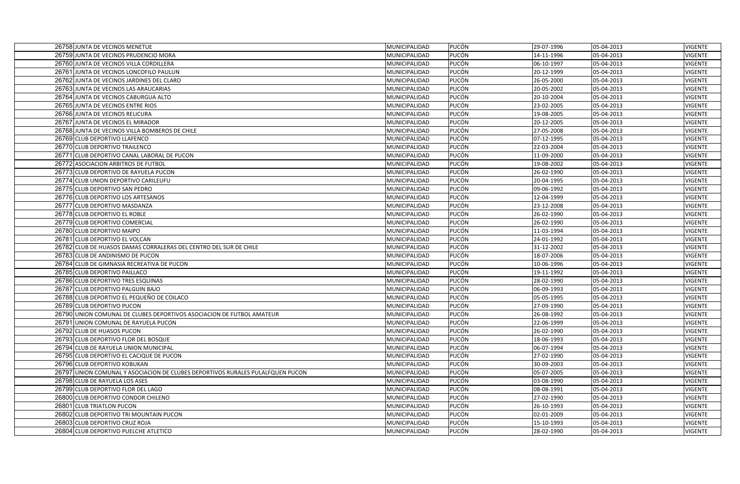| | | | | | | |
|---|---|---|---|---|---|---|
| 26758 | JUNTA DE VECINOS MENETUE | MUNICIPALIDAD | PUCÓN | 29-07-1996 | 05-04-2013 | VIGENTE |
| 26759 | JUNTA DE VECINOS PRUDENCIO MORA | MUNICIPALIDAD | PUCÓN | 14-11-1996 | 05-04-2013 | VIGENTE |
| 26760 | JUNTA DE VECINOS VILLA CORDILLERA | MUNICIPALIDAD | PUCÓN | 06-10-1997 | 05-04-2013 | VIGENTE |
| 26761 | JUNTA DE VECINOS LONCOFILO PAULUN | MUNICIPALIDAD | PUCÓN | 20-12-1999 | 05-04-2013 | VIGENTE |
| 26762 | JUNTA DE VECINOS JARDINES DEL CLARO | MUNICIPALIDAD | PUCÓN | 26-05-2000 | 05-04-2013 | VIGENTE |
| 26763 | JUNTA DE VECINOS LAS ARAUCARIAS | MUNICIPALIDAD | PUCÓN | 20-05-2002 | 05-04-2013 | VIGENTE |
| 26764 | JUNTA DE VECINOS CABURGUA ALTO | MUNICIPALIDAD | PUCÓN | 20-10-2004 | 05-04-2013 | VIGENTE |
| 26765 | JUNTA DE VECINOS ENTRE RIOS | MUNICIPALIDAD | PUCÓN | 23-02-2005 | 05-04-2013 | VIGENTE |
| 26766 | JUNTA DE VECINOS RELICURA | MUNICIPALIDAD | PUCÓN | 19-08-2005 | 05-04-2013 | VIGENTE |
| 26767 | JUNTA DE VECINOS EL MIRADOR | MUNICIPALIDAD | PUCÓN | 20-12-2005 | 05-04-2013 | VIGENTE |
| 26768 | JUNTA DE VECINOS VILLA BOMBEROS DE CHILE | MUNICIPALIDAD | PUCÓN | 27-05-2008 | 05-04-2013 | VIGENTE |
| 26769 | CLUB DEPORTIVO LLAFENCO | MUNICIPALIDAD | PUCÓN | 07-12-1995 | 05-04-2013 | VIGENTE |
| 26770 | CLUB DEPORTIVO TRAILENCO | MUNICIPALIDAD | PUCÓN | 22-03-2004 | 05-04-2013 | VIGENTE |
| 26771 | CLUB DEPORTIVO CANAL LABORAL DE PUCON | MUNICIPALIDAD | PUCÓN | 11-09-2000 | 05-04-2013 | VIGENTE |
| 26772 | ASOCIACION ARBITROS DE FUTBOL | MUNICIPALIDAD | PUCÓN | 19-08-2002 | 05-04-2013 | VIGENTE |
| 26773 | CLUB DEPORTIVO DE RAYUELA PUCON | MUNICIPALIDAD | PUCÓN | 26-02-1990 | 05-04-2013 | VIGENTE |
| 26774 | CLUB UNION DEPORTIVO CARILEUFU | MUNICIPALIDAD | PUCÓN | 20-04-1995 | 05-04-2013 | VIGENTE |
| 26775 | CLUB DEPORTIVO SAN PEDRO | MUNICIPALIDAD | PUCÓN | 09-06-1992 | 05-04-2013 | VIGENTE |
| 26776 | CLUB DEPORTIVO LOS ARTESANOS | MUNICIPALIDAD | PUCÓN | 12-04-1999 | 05-04-2013 | VIGENTE |
| 26777 | CLUB DEPORTIVO MASDANZA | MUNICIPALIDAD | PUCÓN | 23-12-2008 | 05-04-2013 | VIGENTE |
| 26778 | CLUB DEPORTIVO EL ROBLE | MUNICIPALIDAD | PUCÓN | 26-02-1990 | 05-04-2013 | VIGENTE |
| 26779 | CLUB DEPORTIVO COMERCIAL | MUNICIPALIDAD | PUCÓN | 26-02-1990 | 05-04-2013 | VIGENTE |
| 26780 | CLUB DEPORTIVO MAIPO | MUNICIPALIDAD | PUCÓN | 11-03-1994 | 05-04-2013 | VIGENTE |
| 26781 | CLUB DEPORTIVO EL VOLCAN | MUNICIPALIDAD | PUCÓN | 24-01-1992 | 05-04-2013 | VIGENTE |
| 26782 | CLUB DE HUASOS DAMAS CORRALERAS DEL CENTRO DEL SUR DE CHILE | MUNICIPALIDAD | PUCÓN | 31-12-2002 | 05-04-2013 | VIGENTE |
| 26783 | CLUB DE ANDINISMO DE PUCON | MUNICIPALIDAD | PUCÓN | 18-07-2006 | 05-04-2013 | VIGENTE |
| 26784 | CLUB DE GIMNASIA RECREATIVA DE PUCON | MUNICIPALIDAD | PUCÓN | 10-06-1996 | 05-04-2013 | VIGENTE |
| 26785 | CLUB DEPORTIVO PAILLACO | MUNICIPALIDAD | PUCÓN | 19-11-1992 | 05-04-2013 | VIGENTE |
| 26786 | CLUB DEPORTIVO TRES ESQUINAS | MUNICIPALIDAD | PUCÓN | 28-02-1990 | 05-04-2013 | VIGENTE |
| 26787 | CLUB DEPORTIVO PALGUIN BAJO | MUNICIPALIDAD | PUCÓN | 06-09-1993 | 05-04-2013 | VIGENTE |
| 26788 | CLUB DEPORTIVO EL PEQUEÑO DE COILACO | MUNICIPALIDAD | PUCÓN | 05-05-1995 | 05-04-2013 | VIGENTE |
| 26789 | CLUB DEPORTIVO PUCON | MUNICIPALIDAD | PUCÓN | 27-09-1990 | 05-04-2013 | VIGENTE |
| 26790 | UNION COMUNAL DE CLUBES DEPORTIVOS ASOCIACION DE FUTBOL AMATEUR | MUNICIPALIDAD | PUCÓN | 26-08-1992 | 05-04-2013 | VIGENTE |
| 26791 | UNION COMUNAL DE RAYUELA PUCON | MUNICIPALIDAD | PUCÓN | 22-06-1999 | 05-04-2013 | VIGENTE |
| 26792 | CLUB DE HUASOS PUCON | MUNICIPALIDAD | PUCÓN | 26-02-1990 | 05-04-2013 | VIGENTE |
| 26793 | CLUB DEPORTIVO FLOR DEL BOSQUE | MUNICIPALIDAD | PUCÓN | 18-06-1993 | 05-04-2013 | VIGENTE |
| 26794 | CLUB DE RAYUELA UNION MUNICIPAL | MUNICIPALIDAD | PUCÓN | 06-07-1994 | 05-04-2013 | VIGENTE |
| 26795 | CLUB DEPORTIVO EL CACIQUE DE PUCON | MUNICIPALIDAD | PUCÓN | 27-02-1990 | 05-04-2013 | VIGENTE |
| 26796 | CLUB DEPORTIVO KOBUKAN | MUNICIPALIDAD | PUCÓN | 30-09-2003 | 05-04-2013 | VIGENTE |
| 26797 | UNION COMUNAL Y ASOCIACION DE CLUBES DEPORTIVOS RURALES PULALFQUEN PUCON | MUNICIPALIDAD | PUCÓN | 05-07-2005 | 05-04-2013 | VIGENTE |
| 26798 | CLUB DE RAYUELA LOS ASES | MUNICIPALIDAD | PUCÓN | 03-08-1990 | 05-04-2013 | VIGENTE |
| 26799 | CLUB DEPORTIVO FLOR DEL LAGO | MUNICIPALIDAD | PUCÓN | 08-08-1991 | 05-04-2013 | VIGENTE |
| 26800 | CLUB DEPORTIVO CONDOR CHILENO | MUNICIPALIDAD | PUCÓN | 27-02-1990 | 05-04-2013 | VIGENTE |
| 26801 | CLUB TRIATLON PUCON | MUNICIPALIDAD | PUCÓN | 26-10-1993 | 05-04-2013 | VIGENTE |
| 26802 | CLUB DEPORTIVO TRI MOUNTAIN PUCON | MUNICIPALIDAD | PUCÓN | 02-01-2009 | 05-04-2013 | VIGENTE |
| 26803 | CLUB DEPORTIVO CRUZ ROJA | MUNICIPALIDAD | PUCÓN | 15-10-1993 | 05-04-2013 | VIGENTE |
| 26804 | CLUB DEPORTIVO PUELCHE ATLETICO | MUNICIPALIDAD | PUCÓN | 28-02-1990 | 05-04-2013 | VIGENTE |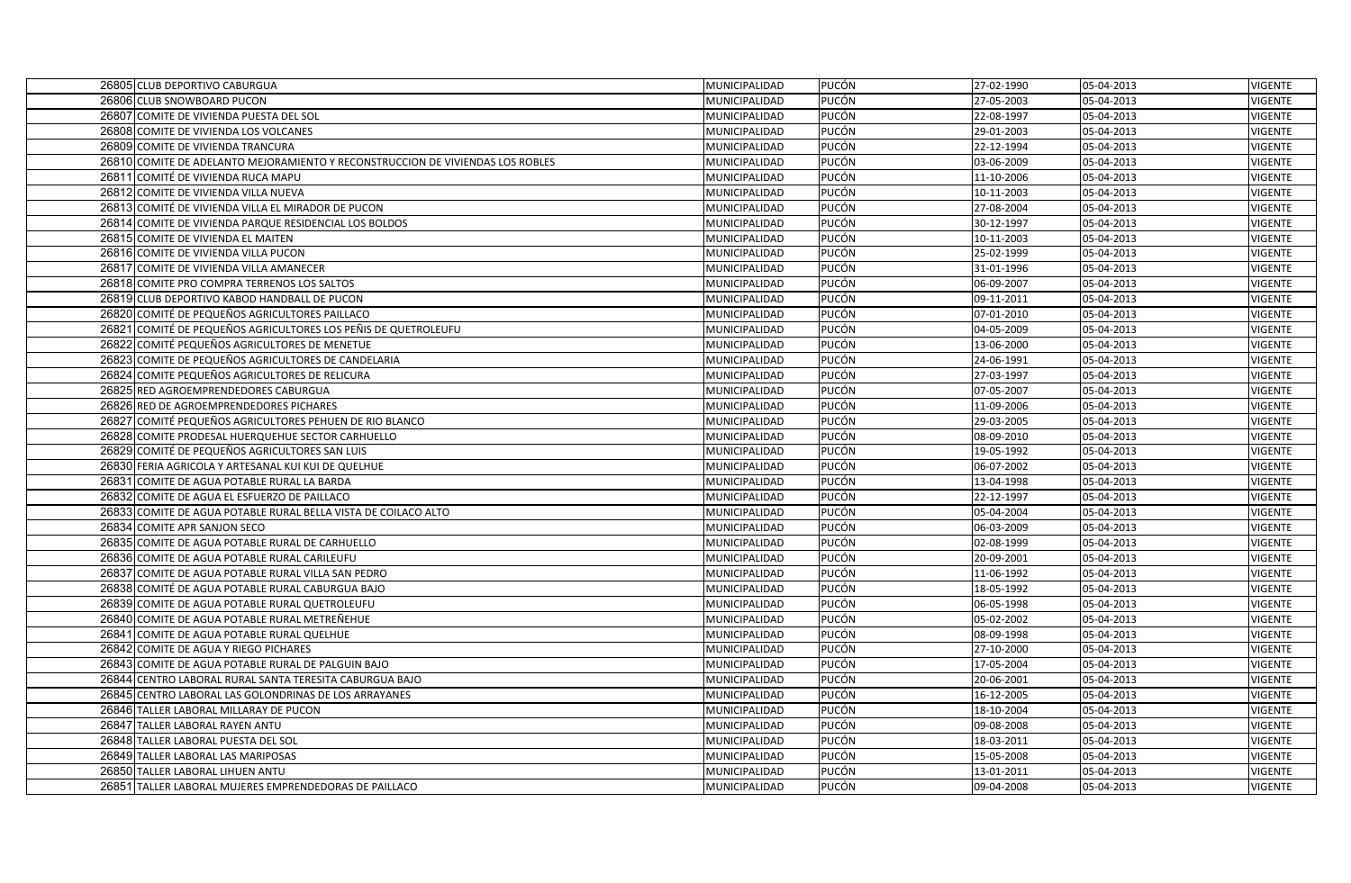| | | | | | | |
|---|---|---|---|---|---|---|
| 26805 | CLUB DEPORTIVO CABURGUA | MUNICIPALIDAD | PUCÓN | 27-02-1990 | 05-04-2013 | VIGENTE |
| 26806 | CLUB SNOWBOARD PUCON | MUNICIPALIDAD | PUCÓN | 27-05-2003 | 05-04-2013 | VIGENTE |
| 26807 | COMITE DE VIVIENDA PUESTA DEL SOL | MUNICIPALIDAD | PUCÓN | 22-08-1997 | 05-04-2013 | VIGENTE |
| 26808 | COMITE DE VIVIENDA LOS VOLCANES | MUNICIPALIDAD | PUCÓN | 29-01-2003 | 05-04-2013 | VIGENTE |
| 26809 | COMITE DE VIVIENDA TRANCURA | MUNICIPALIDAD | PUCÓN | 22-12-1994 | 05-04-2013 | VIGENTE |
| 26810 | COMITE DE ADELANTO MEJORAMIENTO Y RECONSTRUCCION DE VIVIENDAS LOS ROBLES | MUNICIPALIDAD | PUCÓN | 03-06-2009 | 05-04-2013 | VIGENTE |
| 26811 | COMITÉ DE VIVIENDA RUCA MAPU | MUNICIPALIDAD | PUCÓN | 11-10-2006 | 05-04-2013 | VIGENTE |
| 26812 | COMITE DE VIVIENDA VILLA NUEVA | MUNICIPALIDAD | PUCÓN | 10-11-2003 | 05-04-2013 | VIGENTE |
| 26813 | COMITÉ DE VIVIENDA VILLA EL MIRADOR DE PUCON | MUNICIPALIDAD | PUCÓN | 27-08-2004 | 05-04-2013 | VIGENTE |
| 26814 | COMITE DE VIVIENDA PARQUE RESIDENCIAL LOS BOLDOS | MUNICIPALIDAD | PUCÓN | 30-12-1997 | 05-04-2013 | VIGENTE |
| 26815 | COMITE DE VIVIENDA EL MAITEN | MUNICIPALIDAD | PUCÓN | 10-11-2003 | 05-04-2013 | VIGENTE |
| 26816 | COMITE DE VIVIENDA VILLA PUCON | MUNICIPALIDAD | PUCÓN | 25-02-1999 | 05-04-2013 | VIGENTE |
| 26817 | COMITE DE VIVIENDA VILLA AMANECER | MUNICIPALIDAD | PUCÓN | 31-01-1996 | 05-04-2013 | VIGENTE |
| 26818 | COMITE PRO COMPRA TERRENOS LOS SALTOS | MUNICIPALIDAD | PUCÓN | 06-09-2007 | 05-04-2013 | VIGENTE |
| 26819 | CLUB DEPORTIVO KABOD HANDBALL DE PUCON | MUNICIPALIDAD | PUCÓN | 09-11-2011 | 05-04-2013 | VIGENTE |
| 26820 | COMITÉ DE PEQUEÑOS AGRICULTORES PAILLACO | MUNICIPALIDAD | PUCÓN | 07-01-2010 | 05-04-2013 | VIGENTE |
| 26821 | COMITÉ DE PEQUEÑOS AGRICULTORES LOS PEÑIS DE QUETROLEUFU | MUNICIPALIDAD | PUCÓN | 04-05-2009 | 05-04-2013 | VIGENTE |
| 26822 | COMITÉ PEQUEÑOS AGRICULTORES DE MENETUE | MUNICIPALIDAD | PUCÓN | 13-06-2000 | 05-04-2013 | VIGENTE |
| 26823 | COMITE DE PEQUEÑOS AGRICULTORES DE CANDELARIA | MUNICIPALIDAD | PUCÓN | 24-06-1991 | 05-04-2013 | VIGENTE |
| 26824 | COMITE PEQUEÑOS AGRICULTORES DE RELICURA | MUNICIPALIDAD | PUCÓN | 27-03-1997 | 05-04-2013 | VIGENTE |
| 26825 | RED AGROEMPRENDEDORES CABURGUA | MUNICIPALIDAD | PUCÓN | 07-05-2007 | 05-04-2013 | VIGENTE |
| 26826 | RED DE AGROEMPRENDEDORES PICHARES | MUNICIPALIDAD | PUCÓN | 11-09-2006 | 05-04-2013 | VIGENTE |
| 26827 | COMITÉ PEQUEÑOS AGRICULTORES PEHUEN DE RIO BLANCO | MUNICIPALIDAD | PUCÓN | 29-03-2005 | 05-04-2013 | VIGENTE |
| 26828 | COMITE PRODESAL HUERQUEHUE SECTOR CARHUELLO | MUNICIPALIDAD | PUCÓN | 08-09-2010 | 05-04-2013 | VIGENTE |
| 26829 | COMITÉ DE PEQUEÑOS AGRICULTORES SAN LUIS | MUNICIPALIDAD | PUCÓN | 19-05-1992 | 05-04-2013 | VIGENTE |
| 26830 | FERIA AGRICOLA Y ARTESANAL KUI KUI DE QUELHUE | MUNICIPALIDAD | PUCÓN | 06-07-2002 | 05-04-2013 | VIGENTE |
| 26831 | COMITE DE AGUA POTABLE RURAL LA BARDA | MUNICIPALIDAD | PUCÓN | 13-04-1998 | 05-04-2013 | VIGENTE |
| 26832 | COMITE DE AGUA EL ESFUERZO DE PAILLACO | MUNICIPALIDAD | PUCÓN | 22-12-1997 | 05-04-2013 | VIGENTE |
| 26833 | COMITE DE AGUA POTABLE RURAL BELLA VISTA DE COILACO ALTO | MUNICIPALIDAD | PUCÓN | 05-04-2004 | 05-04-2013 | VIGENTE |
| 26834 | COMITE APR SANJON SECO | MUNICIPALIDAD | PUCÓN | 06-03-2009 | 05-04-2013 | VIGENTE |
| 26835 | COMITE DE AGUA POTABLE RURAL DE CARHUELLO | MUNICIPALIDAD | PUCÓN | 02-08-1999 | 05-04-2013 | VIGENTE |
| 26836 | COMITE DE AGUA POTABLE RURAL CARILEUFU | MUNICIPALIDAD | PUCÓN | 20-09-2001 | 05-04-2013 | VIGENTE |
| 26837 | COMITE DE AGUA POTABLE RURAL VILLA SAN PEDRO | MUNICIPALIDAD | PUCÓN | 11-06-1992 | 05-04-2013 | VIGENTE |
| 26838 | COMITÉ DE AGUA POTABLE RURAL CABURGUA BAJO | MUNICIPALIDAD | PUCÓN | 18-05-1992 | 05-04-2013 | VIGENTE |
| 26839 | COMITE DE AGUA POTABLE RURAL QUETROLEUFU | MUNICIPALIDAD | PUCÓN | 06-05-1998 | 05-04-2013 | VIGENTE |
| 26840 | COMITE DE AGUA POTABLE RURAL METREÑEHUE | MUNICIPALIDAD | PUCÓN | 05-02-2002 | 05-04-2013 | VIGENTE |
| 26841 | COMITE DE AGUA POTABLE RURAL QUELHUE | MUNICIPALIDAD | PUCÓN | 08-09-1998 | 05-04-2013 | VIGENTE |
| 26842 | COMITE DE AGUA Y RIEGO PICHARES | MUNICIPALIDAD | PUCÓN | 27-10-2000 | 05-04-2013 | VIGENTE |
| 26843 | COMITE DE AGUA POTABLE RURAL DE PALGUIN BAJO | MUNICIPALIDAD | PUCÓN | 17-05-2004 | 05-04-2013 | VIGENTE |
| 26844 | CENTRO LABORAL RURAL SANTA TERESITA CABURGUA BAJO | MUNICIPALIDAD | PUCÓN | 20-06-2001 | 05-04-2013 | VIGENTE |
| 26845 | CENTRO LABORAL LAS GOLONDRINAS DE LOS ARRAYANES | MUNICIPALIDAD | PUCÓN | 16-12-2005 | 05-04-2013 | VIGENTE |
| 26846 | TALLER LABORAL MILLARAY DE PUCON | MUNICIPALIDAD | PUCÓN | 18-10-2004 | 05-04-2013 | VIGENTE |
| 26847 | TALLER LABORAL RAYEN ANTU | MUNICIPALIDAD | PUCÓN | 09-08-2008 | 05-04-2013 | VIGENTE |
| 26848 | TALLER LABORAL PUESTA DEL SOL | MUNICIPALIDAD | PUCÓN | 18-03-2011 | 05-04-2013 | VIGENTE |
| 26849 | TALLER LABORAL LAS MARIPOSAS | MUNICIPALIDAD | PUCÓN | 15-05-2008 | 05-04-2013 | VIGENTE |
| 26850 | TALLER LABORAL LIHUEN ANTU | MUNICIPALIDAD | PUCÓN | 13-01-2011 | 05-04-2013 | VIGENTE |
| 26851 | TALLER LABORAL MUJERES EMPRENDEDORAS DE PAILLACO | MUNICIPALIDAD | PUCÓN | 09-04-2008 | 05-04-2013 | VIGENTE |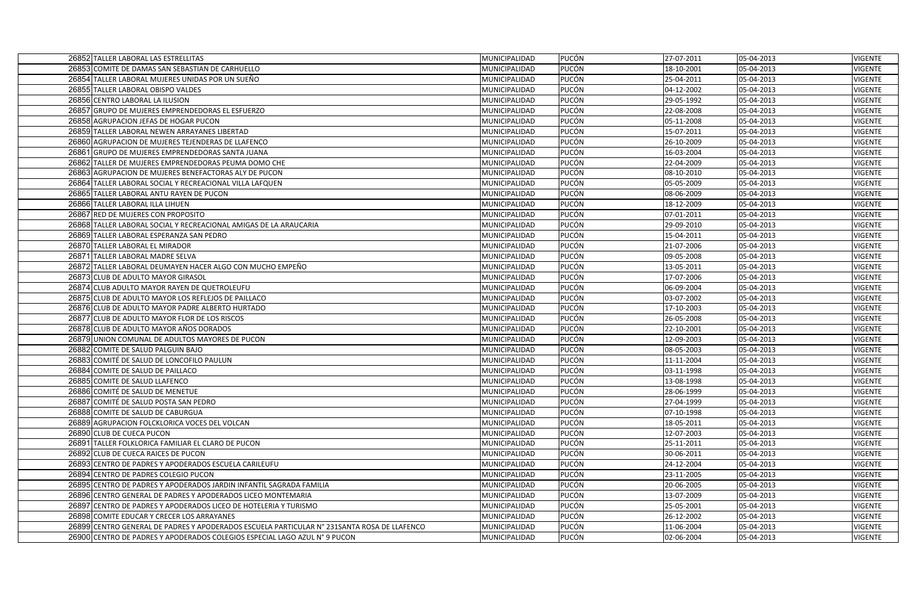| | | | | | | |
|---|---|---|---|---|---|---|
| 26852 | TALLER LABORAL LAS ESTRELLITAS | MUNICIPALIDAD | PUCÓN | 27-07-2011 | 05-04-2013 | VIGENTE |
| 26853 | COMITE DE DAMAS SAN SEBASTIAN DE CARHUELLO | MUNICIPALIDAD | PUCÓN | 18-10-2001 | 05-04-2013 | VIGENTE |
| 26854 | TALLER LABORAL MUJERES UNIDAS POR UN SUEÑO | MUNICIPALIDAD | PUCÓN | 25-04-2011 | 05-04-2013 | VIGENTE |
| 26855 | TALLER LABORAL OBISPO VALDES | MUNICIPALIDAD | PUCÓN | 04-12-2002 | 05-04-2013 | VIGENTE |
| 26856 | CENTRO LABORAL LA ILUSION | MUNICIPALIDAD | PUCÓN | 29-05-1992 | 05-04-2013 | VIGENTE |
| 26857 | GRUPO DE MUJERES EMPRENDEDORAS EL ESFUERZO | MUNICIPALIDAD | PUCÓN | 22-08-2008 | 05-04-2013 | VIGENTE |
| 26858 | AGRUPACION JEFAS DE HOGAR PUCON | MUNICIPALIDAD | PUCÓN | 05-11-2008 | 05-04-2013 | VIGENTE |
| 26859 | TALLER LABORAL NEWEN ARRAYANES LIBERTAD | MUNICIPALIDAD | PUCÓN | 15-07-2011 | 05-04-2013 | VIGENTE |
| 26860 | AGRUPACION DE MUJERES TEJENDERAS DE LLAFENCO | MUNICIPALIDAD | PUCÓN | 26-10-2009 | 05-04-2013 | VIGENTE |
| 26861 | GRUPO DE MUJERES EMPRENDEDORAS SANTA JUANA | MUNICIPALIDAD | PUCÓN | 16-03-2004 | 05-04-2013 | VIGENTE |
| 26862 | TALLER DE MUJERES EMPRENDEDORAS PEUMA DOMO CHE | MUNICIPALIDAD | PUCÓN | 22-04-2009 | 05-04-2013 | VIGENTE |
| 26863 | AGRUPACION DE MUJERES BENEFACTORAS ALY DE PUCON | MUNICIPALIDAD | PUCÓN | 08-10-2010 | 05-04-2013 | VIGENTE |
| 26864 | TALLER LABORAL SOCIAL Y RECREACIONAL VILLA LAFQUEN | MUNICIPALIDAD | PUCÓN | 05-05-2009 | 05-04-2013 | VIGENTE |
| 26865 | TALLER LABORAL ANTU RAYEN DE PUCON | MUNICIPALIDAD | PUCÓN | 08-06-2009 | 05-04-2013 | VIGENTE |
| 26866 | TALLER LABORAL ILLA LIHUEN | MUNICIPALIDAD | PUCÓN | 18-12-2009 | 05-04-2013 | VIGENTE |
| 26867 | RED DE MUJERES CON PROPOSITO | MUNICIPALIDAD | PUCÓN | 07-01-2011 | 05-04-2013 | VIGENTE |
| 26868 | TALLER LABORAL SOCIAL Y RECREACIONAL AMIGAS DE LA ARAUCARIA | MUNICIPALIDAD | PUCÓN | 29-09-2010 | 05-04-2013 | VIGENTE |
| 26869 | TALLER LABORAL ESPERANZA SAN PEDRO | MUNICIPALIDAD | PUCÓN | 15-04-2011 | 05-04-2013 | VIGENTE |
| 26870 | TALLER LABORAL EL MIRADOR | MUNICIPALIDAD | PUCÓN | 21-07-2006 | 05-04-2013 | VIGENTE |
| 26871 | TALLER LABORAL MADRE SELVA | MUNICIPALIDAD | PUCÓN | 09-05-2008 | 05-04-2013 | VIGENTE |
| 26872 | TALLER LABORAL DEUMAYEN HACER ALGO CON MUCHO EMPEÑO | MUNICIPALIDAD | PUCÓN | 13-05-2011 | 05-04-2013 | VIGENTE |
| 26873 | CLUB DE ADULTO MAYOR GIRASOL | MUNICIPALIDAD | PUCÓN | 17-07-2006 | 05-04-2013 | VIGENTE |
| 26874 | CLUB ADULTO MAYOR RAYEN DE QUETROLEUFU | MUNICIPALIDAD | PUCÓN | 06-09-2004 | 05-04-2013 | VIGENTE |
| 26875 | CLUB DE ADULTO MAYOR LOS REFLEJOS DE PAILLACO | MUNICIPALIDAD | PUCÓN | 03-07-2002 | 05-04-2013 | VIGENTE |
| 26876 | CLUB DE ADULTO MAYOR PADRE ALBERTO HURTADO | MUNICIPALIDAD | PUCÓN | 17-10-2003 | 05-04-2013 | VIGENTE |
| 26877 | CLUB DE ADULTO MAYOR FLOR DE LOS RISCOS | MUNICIPALIDAD | PUCÓN | 26-05-2008 | 05-04-2013 | VIGENTE |
| 26878 | CLUB DE ADULTO MAYOR AÑOS DORADOS | MUNICIPALIDAD | PUCÓN | 22-10-2001 | 05-04-2013 | VIGENTE |
| 26879 | UNION COMUNAL DE ADULTOS MAYORES DE PUCON | MUNICIPALIDAD | PUCÓN | 12-09-2003 | 05-04-2013 | VIGENTE |
| 26882 | COMITE DE SALUD PALGUIN BAJO | MUNICIPALIDAD | PUCÓN | 08-05-2003 | 05-04-2013 | VIGENTE |
| 26883 | COMITÉ DE SALUD DE LONCOFILO PAULUN | MUNICIPALIDAD | PUCÓN | 11-11-2004 | 05-04-2013 | VIGENTE |
| 26884 | COMITE DE SALUD DE PAILLACO | MUNICIPALIDAD | PUCÓN | 03-11-1998 | 05-04-2013 | VIGENTE |
| 26885 | COMITE DE SALUD LLAFENCO | MUNICIPALIDAD | PUCÓN | 13-08-1998 | 05-04-2013 | VIGENTE |
| 26886 | COMITÉ DE SALUD DE MENETUE | MUNICIPALIDAD | PUCÓN | 28-06-1999 | 05-04-2013 | VIGENTE |
| 26887 | COMITÉ DE SALUD POSTA SAN PEDRO | MUNICIPALIDAD | PUCÓN | 27-04-1999 | 05-04-2013 | VIGENTE |
| 26888 | COMITE DE SALUD DE CABURGUA | MUNICIPALIDAD | PUCÓN | 07-10-1998 | 05-04-2013 | VIGENTE |
| 26889 | AGRUPACION FOLCKLORICA VOCES DEL VOLCAN | MUNICIPALIDAD | PUCÓN | 18-05-2011 | 05-04-2013 | VIGENTE |
| 26890 | CLUB DE CUECA PUCON | MUNICIPALIDAD | PUCÓN | 12-07-2003 | 05-04-2013 | VIGENTE |
| 26891 | TALLER FOLKLORICA FAMILIAR EL CLARO DE PUCON | MUNICIPALIDAD | PUCÓN | 25-11-2011 | 05-04-2013 | VIGENTE |
| 26892 | CLUB DE CUECA RAICES DE PUCON | MUNICIPALIDAD | PUCÓN | 30-06-2011 | 05-04-2013 | VIGENTE |
| 26893 | CENTRO DE PADRES Y APODERADOS ESCUELA CARILEUFU | MUNICIPALIDAD | PUCÓN | 24-12-2004 | 05-04-2013 | VIGENTE |
| 26894 | CENTRO DE PADRES COLEGIO PUCON | MUNICIPALIDAD | PUCÓN | 23-11-2005 | 05-04-2013 | VIGENTE |
| 26895 | CENTRO DE PADRES Y APODERADOS JARDIN INFANTIL SAGRADA FAMILIA | MUNICIPALIDAD | PUCÓN | 20-06-2005 | 05-04-2013 | VIGENTE |
| 26896 | CENTRO GENERAL DE PADRES Y APODERADOS LICEO MONTEMARIA | MUNICIPALIDAD | PUCÓN | 13-07-2009 | 05-04-2013 | VIGENTE |
| 26897 | CENTRO DE PADRES Y APODERADOS LICEO DE HOTELERIA Y TURISMO | MUNICIPALIDAD | PUCÓN | 25-05-2001 | 05-04-2013 | VIGENTE |
| 26898 | COMITE EDUCAR Y CRECER LOS ARRAYANES | MUNICIPALIDAD | PUCÓN | 26-12-2002 | 05-04-2013 | VIGENTE |
| 26899 | CENTRO GENERAL DE PADRES Y APODERADOS ESCUELA PARTICULAR N° 231SANTA ROSA DE LLAFENCO | MUNICIPALIDAD | PUCÓN | 11-06-2004 | 05-04-2013 | VIGENTE |
| 26900 | CENTRO DE PADRES Y APODERADOS COLEGIOS ESPECIAL LAGO AZUL N° 9 PUCON | MUNICIPALIDAD | PUCÓN | 02-06-2004 | 05-04-2013 | VIGENTE |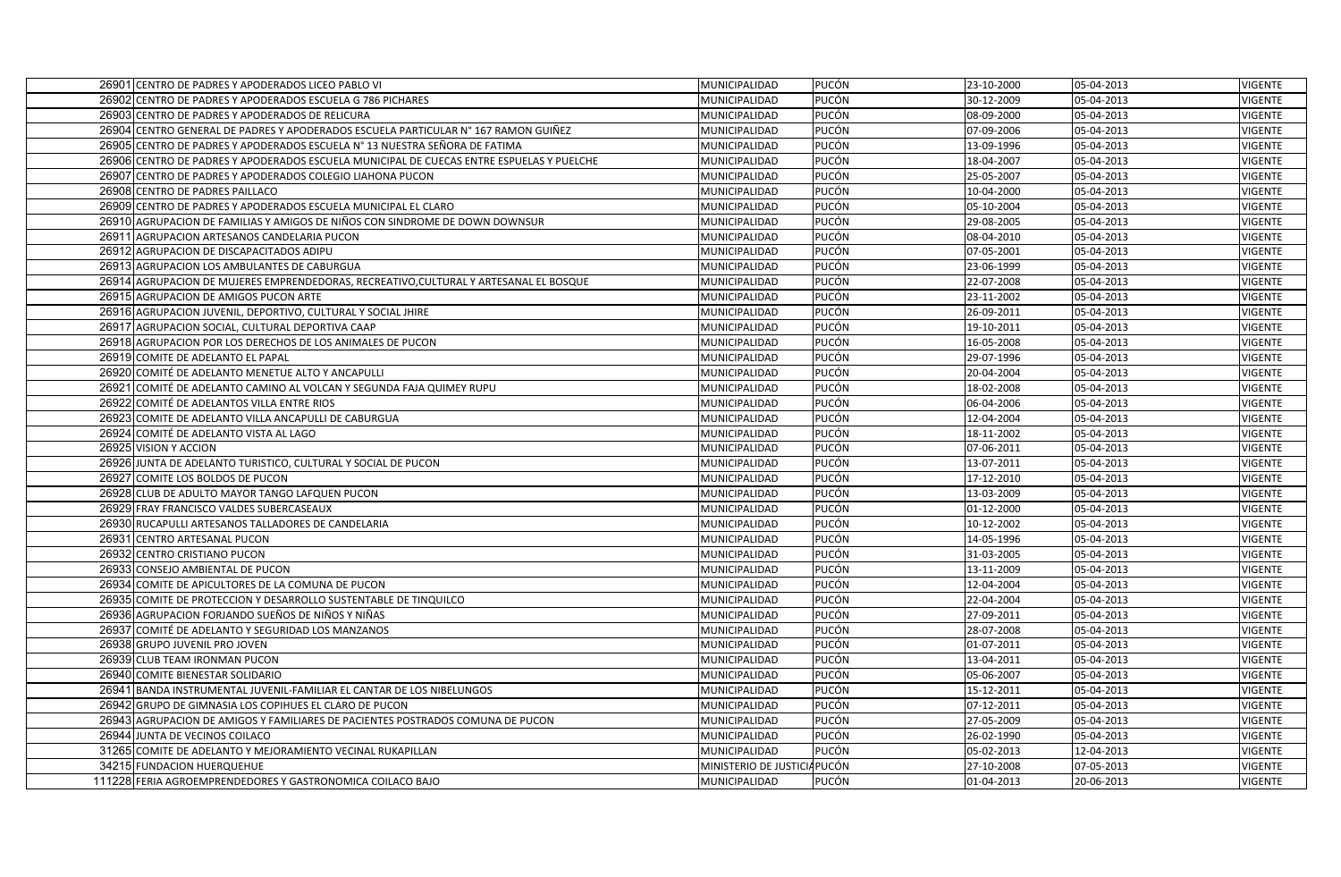| | | | | | | |
|---|---|---|---|---|---|---|
| 26901 | CENTRO DE PADRES Y APODERADOS LICEO PABLO VI | MUNICIPALIDAD | PUCÓN | 23-10-2000 | 05-04-2013 | VIGENTE |
| 26902 | CENTRO DE PADRES Y APODERADOS ESCUELA G 786 PICHARES | MUNICIPALIDAD | PUCÓN | 30-12-2009 | 05-04-2013 | VIGENTE |
| 26903 | CENTRO DE PADRES Y APODERADOS DE RELICURA | MUNICIPALIDAD | PUCÓN | 08-09-2000 | 05-04-2013 | VIGENTE |
| 26904 | CENTRO GENERAL DE PADRES Y APODERADOS ESCUELA PARTICULAR N° 167 RAMON GUIÑEZ | MUNICIPALIDAD | PUCÓN | 07-09-2006 | 05-04-2013 | VIGENTE |
| 26905 | CENTRO DE PADRES Y APODERADOS ESCUELA N° 13 NUESTRA SEÑORA DE FATIMA | MUNICIPALIDAD | PUCÓN | 13-09-1996 | 05-04-2013 | VIGENTE |
| 26906 | CENTRO DE PADRES Y APODERADOS ESCUELA MUNICIPAL DE CUECAS ENTRE ESPUELAS Y PUELCHE | MUNICIPALIDAD | PUCÓN | 18-04-2007 | 05-04-2013 | VIGENTE |
| 26907 | CENTRO DE PADRES Y APODERADOS COLEGIO LIAHONA PUCON | MUNICIPALIDAD | PUCÓN | 25-05-2007 | 05-04-2013 | VIGENTE |
| 26908 | CENTRO DE PADRES PAILLACO | MUNICIPALIDAD | PUCÓN | 10-04-2000 | 05-04-2013 | VIGENTE |
| 26909 | CENTRO DE PADRES Y APODERADOS ESCUELA MUNICIPAL EL CLARO | MUNICIPALIDAD | PUCÓN | 05-10-2004 | 05-04-2013 | VIGENTE |
| 26910 | AGRUPACION DE FAMILIAS Y AMIGOS DE NIÑOS CON SINDROME DE DOWN DOWNSUR | MUNICIPALIDAD | PUCÓN | 29-08-2005 | 05-04-2013 | VIGENTE |
| 26911 | AGRUPACION ARTESANOS CANDELARIA PUCON | MUNICIPALIDAD | PUCÓN | 08-04-2010 | 05-04-2013 | VIGENTE |
| 26912 | AGRUPACION DE DISCAPACITADOS ADIPU | MUNICIPALIDAD | PUCÓN | 07-05-2001 | 05-04-2013 | VIGENTE |
| 26913 | AGRUPACION LOS AMBULANTES DE CABURGUA | MUNICIPALIDAD | PUCÓN | 23-06-1999 | 05-04-2013 | VIGENTE |
| 26914 | AGRUPACION DE MUJERES EMPRENDEDORAS, RECREATIVO,CULTURAL Y ARTESANAL EL BOSQUE | MUNICIPALIDAD | PUCÓN | 22-07-2008 | 05-04-2013 | VIGENTE |
| 26915 | AGRUPACION DE AMIGOS PUCON ARTE | MUNICIPALIDAD | PUCÓN | 23-11-2002 | 05-04-2013 | VIGENTE |
| 26916 | AGRUPACION JUVENIL, DEPORTIVO, CULTURAL Y SOCIAL JHIRE | MUNICIPALIDAD | PUCÓN | 26-09-2011 | 05-04-2013 | VIGENTE |
| 26917 | AGRUPACION SOCIAL, CULTURAL DEPORTIVA CAAP | MUNICIPALIDAD | PUCÓN | 19-10-2011 | 05-04-2013 | VIGENTE |
| 26918 | AGRUPACION POR LOS DERECHOS DE LOS ANIMALES DE PUCON | MUNICIPALIDAD | PUCÓN | 16-05-2008 | 05-04-2013 | VIGENTE |
| 26919 | COMITE DE ADELANTO EL PAPAL | MUNICIPALIDAD | PUCÓN | 29-07-1996 | 05-04-2013 | VIGENTE |
| 26920 | COMITÉ DE ADELANTO MENETUE ALTO Y ANCAPULLI | MUNICIPALIDAD | PUCÓN | 20-04-2004 | 05-04-2013 | VIGENTE |
| 26921 | COMITÉ DE ADELANTO CAMINO AL VOLCAN Y SEGUNDA FAJA QUIMEY RUPU | MUNICIPALIDAD | PUCÓN | 18-02-2008 | 05-04-2013 | VIGENTE |
| 26922 | COMITÉ DE ADELANTOS VILLA ENTRE RIOS | MUNICIPALIDAD | PUCÓN | 06-04-2006 | 05-04-2013 | VIGENTE |
| 26923 | COMITE DE ADELANTO VILLA ANCAPULLI DE CABURGUA | MUNICIPALIDAD | PUCÓN | 12-04-2004 | 05-04-2013 | VIGENTE |
| 26924 | COMITÉ DE ADELANTO VISTA AL LAGO | MUNICIPALIDAD | PUCÓN | 18-11-2002 | 05-04-2013 | VIGENTE |
| 26925 | VISION Y ACCION | MUNICIPALIDAD | PUCÓN | 07-06-2011 | 05-04-2013 | VIGENTE |
| 26926 | JUNTA DE ADELANTO TURISTICO, CULTURAL Y SOCIAL DE PUCON | MUNICIPALIDAD | PUCÓN | 13-07-2011 | 05-04-2013 | VIGENTE |
| 26927 | COMITE LOS BOLDOS DE PUCON | MUNICIPALIDAD | PUCÓN | 17-12-2010 | 05-04-2013 | VIGENTE |
| 26928 | CLUB DE ADULTO MAYOR TANGO LAFQUEN PUCON | MUNICIPALIDAD | PUCÓN | 13-03-2009 | 05-04-2013 | VIGENTE |
| 26929 | FRAY FRANCISCO VALDES SUBERCASEAUX | MUNICIPALIDAD | PUCÓN | 01-12-2000 | 05-04-2013 | VIGENTE |
| 26930 | RUCAPULLI ARTESANOS TALLADORES DE CANDELARIA | MUNICIPALIDAD | PUCÓN | 10-12-2002 | 05-04-2013 | VIGENTE |
| 26931 | CENTRO ARTESANAL PUCON | MUNICIPALIDAD | PUCÓN | 14-05-1996 | 05-04-2013 | VIGENTE |
| 26932 | CENTRO CRISTIANO PUCON | MUNICIPALIDAD | PUCÓN | 31-03-2005 | 05-04-2013 | VIGENTE |
| 26933 | CONSEJO AMBIENTAL DE PUCON | MUNICIPALIDAD | PUCÓN | 13-11-2009 | 05-04-2013 | VIGENTE |
| 26934 | COMITE DE APICULTORES DE LA COMUNA DE PUCON | MUNICIPALIDAD | PUCÓN | 12-04-2004 | 05-04-2013 | VIGENTE |
| 26935 | COMITE DE PROTECCION Y DESARROLLO SUSTENTABLE DE TINQUILCO | MUNICIPALIDAD | PUCÓN | 22-04-2004 | 05-04-2013 | VIGENTE |
| 26936 | AGRUPACION FORJANDO SUEÑOS DE NIÑOS Y NIÑAS | MUNICIPALIDAD | PUCÓN | 27-09-2011 | 05-04-2013 | VIGENTE |
| 26937 | COMITÉ DE ADELANTO Y SEGURIDAD LOS MANZANOS | MUNICIPALIDAD | PUCÓN | 28-07-2008 | 05-04-2013 | VIGENTE |
| 26938 | GRUPO JUVENIL PRO JOVEN | MUNICIPALIDAD | PUCÓN | 01-07-2011 | 05-04-2013 | VIGENTE |
| 26939 | CLUB TEAM IRONMAN PUCON | MUNICIPALIDAD | PUCÓN | 13-04-2011 | 05-04-2013 | VIGENTE |
| 26940 | COMITE BIENESTAR SOLIDARIO | MUNICIPALIDAD | PUCÓN | 05-06-2007 | 05-04-2013 | VIGENTE |
| 26941 | BANDA INSTRUMENTAL JUVENIL-FAMILIAR EL CANTAR DE LOS NIBELUNGOS | MUNICIPALIDAD | PUCÓN | 15-12-2011 | 05-04-2013 | VIGENTE |
| 26942 | GRUPO DE GIMNASIA LOS COPIHUES EL CLARO DE PUCON | MUNICIPALIDAD | PUCÓN | 07-12-2011 | 05-04-2013 | VIGENTE |
| 26943 | AGRUPACION DE AMIGOS Y FAMILIARES DE PACIENTES POSTRADOS COMUNA DE PUCON | MUNICIPALIDAD | PUCÓN | 27-05-2009 | 05-04-2013 | VIGENTE |
| 26944 | JUNTA DE VECINOS COILACO | MUNICIPALIDAD | PUCÓN | 26-02-1990 | 05-04-2013 | VIGENTE |
| 31265 | COMITE DE ADELANTO Y MEJORAMIENTO VECINAL RUKAPILLAN | MUNICIPALIDAD | PUCÓN | 05-02-2013 | 12-04-2013 | VIGENTE |
| 34215 | FUNDACION HUERQUEHUE | MINISTERIO DE JUSTICIA | PUCÓN | 27-10-2008 | 07-05-2013 | VIGENTE |
| 111228 | FERIA AGROEMPRENDEDORES Y GASTRONOMICA COILACO BAJO | MUNICIPALIDAD | PUCÓN | 01-04-2013 | 20-06-2013 | VIGENTE |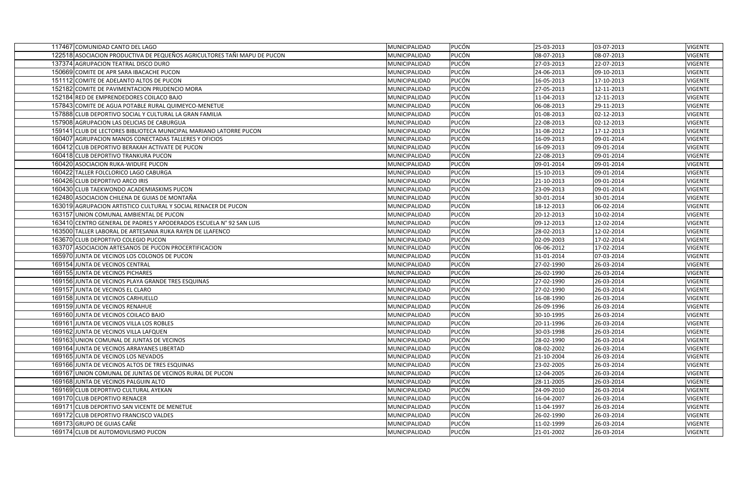| | | | | | | |
|---|---|---|---|---|---|---|
| 117467 | COMUNIDAD CANTO DEL LAGO | MUNICIPALIDAD | PUCÓN | 25-03-2013 | 03-07-2013 | VIGENTE |
| 122518 | ASOCIACION PRODUCTIVA DE PEQUEÑOS AGRICULTORES TAÑI MAPU DE PUCON | MUNICIPALIDAD | PUCÓN | 08-07-2013 | 08-07-2013 | VIGENTE |
| 137374 | AGRUPACION TEATRAL DISCO DURO | MUNICIPALIDAD | PUCÓN | 27-03-2013 | 22-07-2013 | VIGENTE |
| 150669 | COMITE DE APR SARA IBACACHE PUCON | MUNICIPALIDAD | PUCÓN | 24-06-2013 | 09-10-2013 | VIGENTE |
| 151112 | COMITE DE ADELANTO ALTOS DE PUCON | MUNICIPALIDAD | PUCÓN | 16-05-2013 | 17-10-2013 | VIGENTE |
| 152182 | COMITE DE PAVIMENTACION PRUDENCIO MORA | MUNICIPALIDAD | PUCÓN | 27-05-2013 | 12-11-2013 | VIGENTE |
| 152184 | RED DE EMPRENDEDORES COILACO BAJO | MUNICIPALIDAD | PUCÓN | 11-04-2013 | 12-11-2013 | VIGENTE |
| 157843 | COMITE DE AGUA POTABLE RURAL QUIMEYCO-MENETUE | MUNICIPALIDAD | PUCÓN | 06-08-2013 | 29-11-2013 | VIGENTE |
| 157888 | CLUB DEPORTIVO SOCIAL Y CULTURAL LA GRAN FAMILIA | MUNICIPALIDAD | PUCÓN | 01-08-2013 | 02-12-2013 | VIGENTE |
| 157908 | AGRUPACION LAS DELICIAS DE CABURGUA | MUNICIPALIDAD | PUCÓN | 22-08-2013 | 02-12-2013 | VIGENTE |
| 159141 | CLUB DE LECTORES BIBLIOTECA MUNICIPAL MARIANO LATORRE PUCON | MUNICIPALIDAD | PUCÓN | 31-08-2012 | 17-12-2013 | VIGENTE |
| 160407 | AGRUPACION MANOS CONECTADAS TALLERES Y OFICIOS | MUNICIPALIDAD | PUCÓN | 16-09-2013 | 09-01-2014 | VIGENTE |
| 160412 | CLUB DEPORTIVO BERAKAH ACTIVATE DE PUCON | MUNICIPALIDAD | PUCÓN | 16-09-2013 | 09-01-2014 | VIGENTE |
| 160418 | CLUB DEPORTIVO TRANKURA PUCON | MUNICIPALIDAD | PUCÓN | 22-08-2013 | 09-01-2014 | VIGENTE |
| 160420 | ASOCIACION RUKA-WIDUFE PUCON | MUNICIPALIDAD | PUCÓN | 09-01-2014 | 09-01-2014 | VIGENTE |
| 160422 | TALLER FOLCLORICO LAGO CABURGA | MUNICIPALIDAD | PUCÓN | 15-10-2013 | 09-01-2014 | VIGENTE |
| 160426 | CLUB DEPORTIVO ARCO IRIS | MUNICIPALIDAD | PUCÓN | 21-10-2013 | 09-01-2014 | VIGENTE |
| 160430 | CLUB TAEKWONDO ACADEMIASKIMS PUCON | MUNICIPALIDAD | PUCÓN | 23-09-2013 | 09-01-2014 | VIGENTE |
| 162480 | ASOCIACION CHILENA DE GUIAS DE MONTAÑA | MUNICIPALIDAD | PUCÓN | 30-01-2014 | 30-01-2014 | VIGENTE |
| 163019 | AGRUPACION ARTISTICO CULTURAL Y SOCIAL RENACER DE PUCON | MUNICIPALIDAD | PUCÓN | 18-12-2013 | 06-02-2014 | VIGENTE |
| 163157 | UNION COMUNAL AMBIENTAL DE PUCON | MUNICIPALIDAD | PUCÓN | 20-12-2013 | 10-02-2014 | VIGENTE |
| 163410 | CENTRO GENERAL DE PADRES Y APODERADOS ESCUELA N° 92 SAN LUIS | MUNICIPALIDAD | PUCÓN | 09-12-2013 | 12-02-2014 | VIGENTE |
| 163500 | TALLER LABORAL DE ARTESANIA RUKA RAYEN DE LLAFENCO | MUNICIPALIDAD | PUCÓN | 28-02-2013 | 12-02-2014 | VIGENTE |
| 163670 | CLUB DEPORTIVO COLEGIO PUCON | MUNICIPALIDAD | PUCÓN | 02-09-2003 | 17-02-2014 | VIGENTE |
| 163707 | ASOCIACION ARTESANOS DE PUCON PROCERTIFICACION | MUNICIPALIDAD | PUCÓN | 06-06-2012 | 17-02-2014 | VIGENTE |
| 165970 | JUNTA DE VECINOS LOS COLONOS DE PUCON | MUNICIPALIDAD | PUCÓN | 31-01-2014 | 07-03-2014 | VIGENTE |
| 169154 | JUNTA DE VECINOS CENTRAL | MUNICIPALIDAD | PUCÓN | 27-02-1990 | 26-03-2014 | VIGENTE |
| 169155 | JUNTA DE VECINOS PICHARES | MUNICIPALIDAD | PUCÓN | 26-02-1990 | 26-03-2014 | VIGENTE |
| 169156 | JUNTA DE VECINOS PLAYA GRANDE TRES ESQUINAS | MUNICIPALIDAD | PUCÓN | 27-02-1990 | 26-03-2014 | VIGENTE |
| 169157 | JUNTA DE VECINOS EL CLARO | MUNICIPALIDAD | PUCÓN | 27-02-1990 | 26-03-2014 | VIGENTE |
| 169158 | JUNTA DE VECINOS CARHUELLO | MUNICIPALIDAD | PUCÓN | 16-08-1990 | 26-03-2014 | VIGENTE |
| 169159 | JUNTA DE VECINOS RENAHUE | MUNICIPALIDAD | PUCÓN | 26-09-1996 | 26-03-2014 | VIGENTE |
| 169160 | JUNTA DE VECINOS COILACO BAJO | MUNICIPALIDAD | PUCÓN | 30-10-1995 | 26-03-2014 | VIGENTE |
| 169161 | JUNTA DE VECINOS VILLA LOS ROBLES | MUNICIPALIDAD | PUCÓN | 20-11-1996 | 26-03-2014 | VIGENTE |
| 169162 | JUNTA DE VECINOS VILLA LAFQUEN | MUNICIPALIDAD | PUCÓN | 30-03-1998 | 26-03-2014 | VIGENTE |
| 169163 | UNION COMUNAL DE JUNTAS DE VECINOS | MUNICIPALIDAD | PUCÓN | 28-02-1990 | 26-03-2014 | VIGENTE |
| 169164 | JUNTA DE VECINOS ARRAYANES LIBERTAD | MUNICIPALIDAD | PUCÓN | 08-02-2002 | 26-03-2014 | VIGENTE |
| 169165 | JUNTA DE VECINOS LOS NEVADOS | MUNICIPALIDAD | PUCÓN | 21-10-2004 | 26-03-2014 | VIGENTE |
| 169166 | JUNTA DE VECINOS ALTOS DE TRES ESQUINAS | MUNICIPALIDAD | PUCÓN | 23-02-2005 | 26-03-2014 | VIGENTE |
| 169167 | UNION COMUNAL DE JUNTAS DE VECINOS RURAL DE PUCON | MUNICIPALIDAD | PUCÓN | 12-04-2005 | 26-03-2014 | VIGENTE |
| 169168 | JUNTA DE VECINOS PALGUIN ALTO | MUNICIPALIDAD | PUCÓN | 28-11-2005 | 26-03-2014 | VIGENTE |
| 169169 | CLUB DEPORTIVO CULTURAL AYEKAN | MUNICIPALIDAD | PUCÓN | 24-09-2010 | 26-03-2014 | VIGENTE |
| 169170 | CLUB DEPORTIVO RENACER | MUNICIPALIDAD | PUCÓN | 16-04-2007 | 26-03-2014 | VIGENTE |
| 169171 | CLUB DEPORTIVO SAN VICENTE DE MENETUE | MUNICIPALIDAD | PUCÓN | 11-04-1997 | 26-03-2014 | VIGENTE |
| 169172 | CLUB DEPORTIVO FRANCISCO VALDES | MUNICIPALIDAD | PUCÓN | 26-02-1990 | 26-03-2014 | VIGENTE |
| 169173 | GRUPO DE GUIAS CAÑE | MUNICIPALIDAD | PUCÓN | 11-02-1999 | 26-03-2014 | VIGENTE |
| 169174 | CLUB DE AUTOMOVILISMO PUCON | MUNICIPALIDAD | PUCÓN | 21-01-2002 | 26-03-2014 | VIGENTE |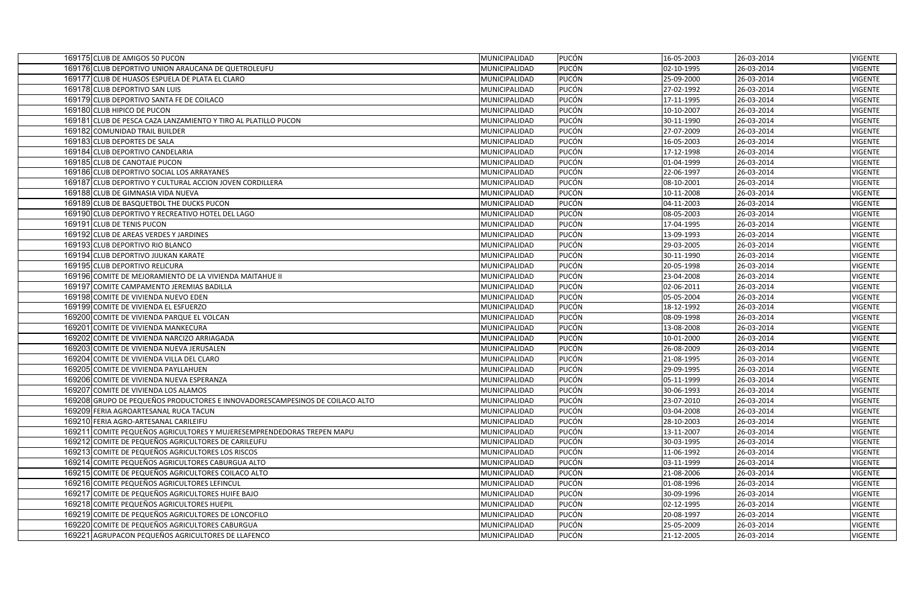| | | | | | | |
|---|---|---|---|---|---|---|
| 169175 | CLUB DE AMIGOS 50 PUCON | MUNICIPALIDAD | PUCÓN | 16-05-2003 | 26-03-2014 | VIGENTE |
| 169176 | CLUB DEPORTIVO UNION ARAUCANA DE QUETROLEUFU | MUNICIPALIDAD | PUCÓN | 02-10-1995 | 26-03-2014 | VIGENTE |
| 169177 | CLUB DE HUASOS ESPUELA DE PLATA EL CLARO | MUNICIPALIDAD | PUCÓN | 25-09-2000 | 26-03-2014 | VIGENTE |
| 169178 | CLUB DEPORTIVO SAN LUIS | MUNICIPALIDAD | PUCÓN | 27-02-1992 | 26-03-2014 | VIGENTE |
| 169179 | CLUB DEPORTIVO SANTA FE DE COILACO | MUNICIPALIDAD | PUCÓN | 17-11-1995 | 26-03-2014 | VIGENTE |
| 169180 | CLUB HIPICO DE PUCON | MUNICIPALIDAD | PUCÓN | 10-10-2007 | 26-03-2014 | VIGENTE |
| 169181 | CLUB DE PESCA CAZA LANZAMIENTO Y TIRO AL PLATILLO PUCON | MUNICIPALIDAD | PUCÓN | 30-11-1990 | 26-03-2014 | VIGENTE |
| 169182 | COMUNIDAD TRAIL BUILDER | MUNICIPALIDAD | PUCÓN | 27-07-2009 | 26-03-2014 | VIGENTE |
| 169183 | CLUB DEPORTES DE SALA | MUNICIPALIDAD | PUCÓN | 16-05-2003 | 26-03-2014 | VIGENTE |
| 169184 | CLUB DEPORTIVO CANDELARIA | MUNICIPALIDAD | PUCÓN | 17-12-1998 | 26-03-2014 | VIGENTE |
| 169185 | CLUB DE CANOTAJE PUCON | MUNICIPALIDAD | PUCÓN | 01-04-1999 | 26-03-2014 | VIGENTE |
| 169186 | CLUB DEPORTIVO SOCIAL LOS ARRAYANES | MUNICIPALIDAD | PUCÓN | 22-06-1997 | 26-03-2014 | VIGENTE |
| 169187 | CLUB DEPORTIVO Y CULTURAL ACCION JOVEN CORDILLERA | MUNICIPALIDAD | PUCÓN | 08-10-2001 | 26-03-2014 | VIGENTE |
| 169188 | CLUB DE GIMNASIA VIDA NUEVA | MUNICIPALIDAD | PUCÓN | 10-11-2008 | 26-03-2014 | VIGENTE |
| 169189 | CLUB DE BASQUETBOL THE DUCKS PUCON | MUNICIPALIDAD | PUCÓN | 04-11-2003 | 26-03-2014 | VIGENTE |
| 169190 | CLUB DEPORTIVO Y RECREATIVO HOTEL DEL LAGO | MUNICIPALIDAD | PUCÓN | 08-05-2003 | 26-03-2014 | VIGENTE |
| 169191 | CLUB DE TENIS PUCON | MUNICIPALIDAD | PUCÓN | 17-04-1995 | 26-03-2014 | VIGENTE |
| 169192 | CLUB DE AREAS VERDES Y JARDINES | MUNICIPALIDAD | PUCÓN | 13-09-1993 | 26-03-2014 | VIGENTE |
| 169193 | CLUB DEPORTIVO RIO BLANCO | MUNICIPALIDAD | PUCÓN | 29-03-2005 | 26-03-2014 | VIGENTE |
| 169194 | CLUB DEPORTIVO JIJUKAN KARATE | MUNICIPALIDAD | PUCÓN | 30-11-1990 | 26-03-2014 | VIGENTE |
| 169195 | CLUB DEPORTIVO RELICURA | MUNICIPALIDAD | PUCÓN | 20-05-1998 | 26-03-2014 | VIGENTE |
| 169196 | COMITE DE MEJORAMIENTO DE LA VIVIENDA MAITAHUE II | MUNICIPALIDAD | PUCÓN | 23-04-2008 | 26-03-2014 | VIGENTE |
| 169197 | COMITE CAMPAMENTO JEREMIAS BADILLA | MUNICIPALIDAD | PUCÓN | 02-06-2011 | 26-03-2014 | VIGENTE |
| 169198 | COMITE DE VIVIENDA NUEVO EDEN | MUNICIPALIDAD | PUCÓN | 05-05-2004 | 26-03-2014 | VIGENTE |
| 169199 | COMITE DE VIVIENDA EL ESFUERZO | MUNICIPALIDAD | PUCÓN | 18-12-1992 | 26-03-2014 | VIGENTE |
| 169200 | COMITE DE VIVIENDA PARQUE EL VOLCAN | MUNICIPALIDAD | PUCÓN | 08-09-1998 | 26-03-2014 | VIGENTE |
| 169201 | COMITE DE VIVIENDA MANKECURA | MUNICIPALIDAD | PUCÓN | 13-08-2008 | 26-03-2014 | VIGENTE |
| 169202 | COMITE DE VIVIENDA NARCIZO ARRIAGADA | MUNICIPALIDAD | PUCÓN | 10-01-2000 | 26-03-2014 | VIGENTE |
| 169203 | COMITE DE VIVIENDA NUEVA JERUSALEN | MUNICIPALIDAD | PUCÓN | 26-08-2009 | 26-03-2014 | VIGENTE |
| 169204 | COMITE DE VIVIENDA VILLA DEL CLARO | MUNICIPALIDAD | PUCÓN | 21-08-1995 | 26-03-2014 | VIGENTE |
| 169205 | COMITE DE VIVIENDA PAYLLAHUEN | MUNICIPALIDAD | PUCÓN | 29-09-1995 | 26-03-2014 | VIGENTE |
| 169206 | COMITE DE VIVIENDA NUEVA ESPERANZA | MUNICIPALIDAD | PUCÓN | 05-11-1999 | 26-03-2014 | VIGENTE |
| 169207 | COMITE DE VIVIENDA LOS ALAMOS | MUNICIPALIDAD | PUCÓN | 30-06-1993 | 26-03-2014 | VIGENTE |
| 169208 | GRUPO DE PEQUEÑOS PRODUCTORES E INNOVADORESCAMPESINOS DE COILACO ALTO | MUNICIPALIDAD | PUCÓN | 23-07-2010 | 26-03-2014 | VIGENTE |
| 169209 | FERIA AGROARTESANAL RUCA TACUN | MUNICIPALIDAD | PUCÓN | 03-04-2008 | 26-03-2014 | VIGENTE |
| 169210 | FERIA AGRO-ARTESANAL CARILEIFU | MUNICIPALIDAD | PUCÓN | 28-10-2003 | 26-03-2014 | VIGENTE |
| 169211 | COMITE PEQUEÑOS AGRICULTORES Y MUJERESEMPRENDEDORAS TREPEN MAPU | MUNICIPALIDAD | PUCÓN | 13-11-2007 | 26-03-2014 | VIGENTE |
| 169212 | COMITE DE PEQUEÑOS AGRICULTORES DE CARILEUFU | MUNICIPALIDAD | PUCÓN | 30-03-1995 | 26-03-2014 | VIGENTE |
| 169213 | COMITE DE PEQUEÑOS AGRICULTORES LOS RISCOS | MUNICIPALIDAD | PUCÓN | 11-06-1992 | 26-03-2014 | VIGENTE |
| 169214 | COMITE PEQUEÑOS AGRICULTORES CABURGUA ALTO | MUNICIPALIDAD | PUCÓN | 03-11-1999 | 26-03-2014 | VIGENTE |
| 169215 | COMITE DE PEQUEÑOS AGRICULTORES COILACO ALTO | MUNICIPALIDAD | PUCÓN | 21-08-2006 | 26-03-2014 | VIGENTE |
| 169216 | COMITE PEQUEÑOS AGRICULTORES LEFINCUL | MUNICIPALIDAD | PUCÓN | 01-08-1996 | 26-03-2014 | VIGENTE |
| 169217 | COMITE DE PEQUEÑOS AGRICULTORES HUIFE BAJO | MUNICIPALIDAD | PUCÓN | 30-09-1996 | 26-03-2014 | VIGENTE |
| 169218 | COMITE PEQUEÑOS AGRICULTORES HUEPIL | MUNICIPALIDAD | PUCÓN | 02-12-1995 | 26-03-2014 | VIGENTE |
| 169219 | COMITE DE PEQUEÑOS AGRICULTORES DE LONCOFILO | MUNICIPALIDAD | PUCÓN | 20-08-1997 | 26-03-2014 | VIGENTE |
| 169220 | COMITE DE PEQUEÑOS AGRICULTORES CABURGUA | MUNICIPALIDAD | PUCÓN | 25-05-2009 | 26-03-2014 | VIGENTE |
| 169221 | AGRUPACON PEQUEÑOS AGRICULTORES DE LLAFENCO | MUNICIPALIDAD | PUCÓN | 21-12-2005 | 26-03-2014 | VIGENTE |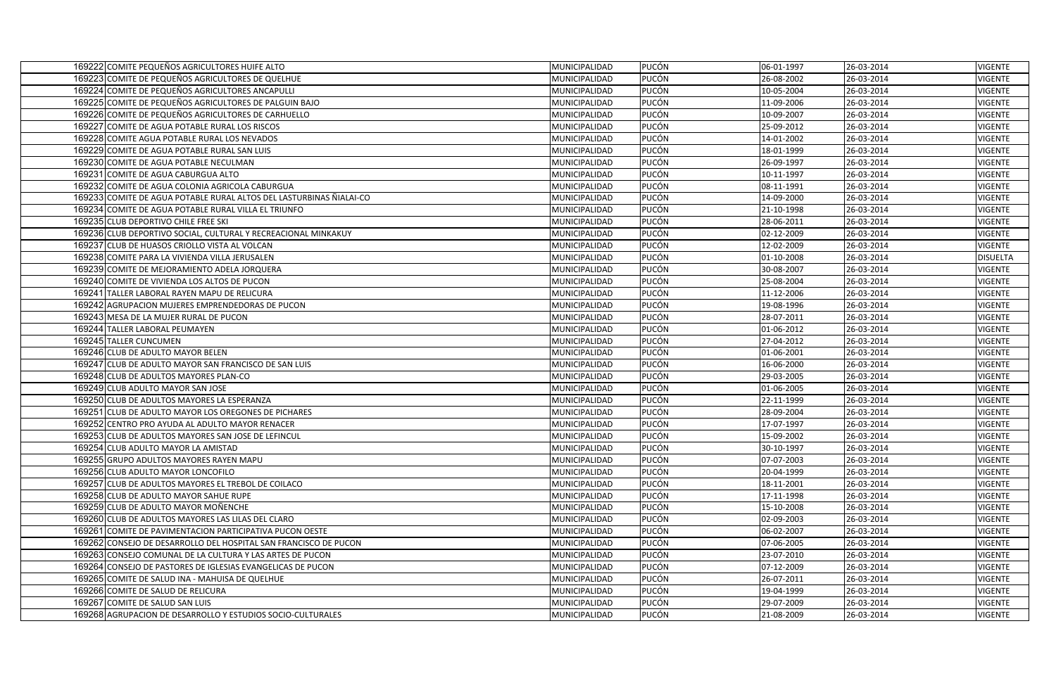| | | | | | | |
|---|---|---|---|---|---|---|
| 169222 | COMITE PEQUEÑOS AGRICULTORES HUIFE ALTO | MUNICIPALIDAD | PUCÓN | 06-01-1997 | 26-03-2014 | VIGENTE |
| 169223 | COMITE DE PEQUEÑOS AGRICULTORES DE QUELHUE | MUNICIPALIDAD | PUCÓN | 26-08-2002 | 26-03-2014 | VIGENTE |
| 169224 | COMITE DE PEQUEÑOS AGRICULTORES ANCAPULLI | MUNICIPALIDAD | PUCÓN | 10-05-2004 | 26-03-2014 | VIGENTE |
| 169225 | COMITE DE PEQUEÑOS AGRICULTORES DE PALGUIN BAJO | MUNICIPALIDAD | PUCÓN | 11-09-2006 | 26-03-2014 | VIGENTE |
| 169226 | COMITE DE PEQUEÑOS AGRICULTORES DE CARHUELLO | MUNICIPALIDAD | PUCÓN | 10-09-2007 | 26-03-2014 | VIGENTE |
| 169227 | COMITE DE AGUA POTABLE RURAL LOS RISCOS | MUNICIPALIDAD | PUCÓN | 25-09-2012 | 26-03-2014 | VIGENTE |
| 169228 | COMITE AGUA POTABLE RURAL LOS NEVADOS | MUNICIPALIDAD | PUCÓN | 14-01-2002 | 26-03-2014 | VIGENTE |
| 169229 | COMITE DE AGUA POTABLE RURAL SAN LUIS | MUNICIPALIDAD | PUCÓN | 18-01-1999 | 26-03-2014 | VIGENTE |
| 169230 | COMITE DE AGUA POTABLE NECULMAN | MUNICIPALIDAD | PUCÓN | 26-09-1997 | 26-03-2014 | VIGENTE |
| 169231 | COMITE DE AGUA CABURGUA ALTO | MUNICIPALIDAD | PUCÓN | 10-11-1997 | 26-03-2014 | VIGENTE |
| 169232 | COMITE DE AGUA COLONIA AGRICOLA CABURGUA | MUNICIPALIDAD | PUCÓN | 08-11-1991 | 26-03-2014 | VIGENTE |
| 169233 | COMITE DE AGUA POTABLE RURAL ALTOS DEL LASTURBINAS ÑIALAI-CO | MUNICIPALIDAD | PUCÓN | 14-09-2000 | 26-03-2014 | VIGENTE |
| 169234 | COMITE DE AGUA POTABLE RURAL VILLA EL TRIUNFO | MUNICIPALIDAD | PUCÓN | 21-10-1998 | 26-03-2014 | VIGENTE |
| 169235 | CLUB DEPORTIVO CHILE FREE SKI | MUNICIPALIDAD | PUCÓN | 28-06-2011 | 26-03-2014 | VIGENTE |
| 169236 | CLUB DEPORTIVO SOCIAL, CULTURAL Y RECREACIONAL MINKAKUY | MUNICIPALIDAD | PUCÓN | 02-12-2009 | 26-03-2014 | VIGENTE |
| 169237 | CLUB DE HUASOS CRIOLLO VISTA AL VOLCAN | MUNICIPALIDAD | PUCÓN | 12-02-2009 | 26-03-2014 | VIGENTE |
| 169238 | COMITE PARA LA VIVIENDA VILLA JERUSALEN | MUNICIPALIDAD | PUCÓN | 01-10-2008 | 26-03-2014 | DISUELTA |
| 169239 | COMITE DE MEJORAMIENTO ADELA JORQUERA | MUNICIPALIDAD | PUCÓN | 30-08-2007 | 26-03-2014 | VIGENTE |
| 169240 | COMITE DE VIVIENDA LOS ALTOS DE PUCON | MUNICIPALIDAD | PUCÓN | 25-08-2004 | 26-03-2014 | VIGENTE |
| 169241 | TALLER LABORAL RAYEN MAPU DE RELICURA | MUNICIPALIDAD | PUCÓN | 11-12-2006 | 26-03-2014 | VIGENTE |
| 169242 | AGRUPACION MUJERES EMPRENDEDORAS DE PUCON | MUNICIPALIDAD | PUCÓN | 19-08-1996 | 26-03-2014 | VIGENTE |
| 169243 | MESA DE LA MUJER RURAL DE PUCON | MUNICIPALIDAD | PUCÓN | 28-07-2011 | 26-03-2014 | VIGENTE |
| 169244 | TALLER LABORAL PEUMAYEN | MUNICIPALIDAD | PUCÓN | 01-06-2012 | 26-03-2014 | VIGENTE |
| 169245 | TALLER CUNCUMEN | MUNICIPALIDAD | PUCÓN | 27-04-2012 | 26-03-2014 | VIGENTE |
| 169246 | CLUB DE ADULTO MAYOR BELEN | MUNICIPALIDAD | PUCÓN | 01-06-2001 | 26-03-2014 | VIGENTE |
| 169247 | CLUB DE ADULTO MAYOR SAN FRANCISCO DE SAN LUIS | MUNICIPALIDAD | PUCÓN | 16-06-2000 | 26-03-2014 | VIGENTE |
| 169248 | CLUB DE ADULTOS MAYORES PLAN-CO | MUNICIPALIDAD | PUCÓN | 29-03-2005 | 26-03-2014 | VIGENTE |
| 169249 | CLUB ADULTO MAYOR SAN JOSE | MUNICIPALIDAD | PUCÓN | 01-06-2005 | 26-03-2014 | VIGENTE |
| 169250 | CLUB DE ADULTOS MAYORES LA ESPERANZA | MUNICIPALIDAD | PUCÓN | 22-11-1999 | 26-03-2014 | VIGENTE |
| 169251 | CLUB DE ADULTO MAYOR LOS OREGONES DE PICHARES | MUNICIPALIDAD | PUCÓN | 28-09-2004 | 26-03-2014 | VIGENTE |
| 169252 | CENTRO PRO AYUDA AL ADULTO MAYOR RENACER | MUNICIPALIDAD | PUCÓN | 17-07-1997 | 26-03-2014 | VIGENTE |
| 169253 | CLUB DE ADULTOS MAYORES SAN JOSE DE LEFINCUL | MUNICIPALIDAD | PUCÓN | 15-09-2002 | 26-03-2014 | VIGENTE |
| 169254 | CLUB ADULTO MAYOR LA AMISTAD | MUNICIPALIDAD | PUCÓN | 30-10-1997 | 26-03-2014 | VIGENTE |
| 169255 | GRUPO ADULTOS MAYORES RAYEN MAPU | MUNICIPALIDAD | PUCÓN | 07-07-2003 | 26-03-2014 | VIGENTE |
| 169256 | CLUB ADULTO MAYOR LONCOFILO | MUNICIPALIDAD | PUCÓN | 20-04-1999 | 26-03-2014 | VIGENTE |
| 169257 | CLUB DE ADULTOS MAYORES EL TREBOL DE COILACO | MUNICIPALIDAD | PUCÓN | 18-11-2001 | 26-03-2014 | VIGENTE |
| 169258 | CLUB DE ADULTO MAYOR SAHUE RUPE | MUNICIPALIDAD | PUCÓN | 17-11-1998 | 26-03-2014 | VIGENTE |
| 169259 | CLUB DE ADULTO MAYOR MOÑENCHE | MUNICIPALIDAD | PUCÓN | 15-10-2008 | 26-03-2014 | VIGENTE |
| 169260 | CLUB DE ADULTOS MAYORES LAS LILAS DEL CLARO | MUNICIPALIDAD | PUCÓN | 02-09-2003 | 26-03-2014 | VIGENTE |
| 169261 | COMITE DE PAVIMENTACION PARTICIPATIVA PUCON OESTE | MUNICIPALIDAD | PUCÓN | 06-02-2007 | 26-03-2014 | VIGENTE |
| 169262 | CONSEJO DE DESARROLLO DEL HOSPITAL SAN FRANCISCO DE PUCON | MUNICIPALIDAD | PUCÓN | 07-06-2005 | 26-03-2014 | VIGENTE |
| 169263 | CONSEJO COMUNAL DE LA CULTURA Y LAS ARTES DE PUCON | MUNICIPALIDAD | PUCÓN | 23-07-2010 | 26-03-2014 | VIGENTE |
| 169264 | CONSEJO DE PASTORES DE IGLESIAS EVANGELICAS DE PUCON | MUNICIPALIDAD | PUCÓN | 07-12-2009 | 26-03-2014 | VIGENTE |
| 169265 | COMITE DE SALUD INA - MAHUISA DE QUELHUE | MUNICIPALIDAD | PUCÓN | 26-07-2011 | 26-03-2014 | VIGENTE |
| 169266 | COMITE DE SALUD DE RELICURA | MUNICIPALIDAD | PUCÓN | 19-04-1999 | 26-03-2014 | VIGENTE |
| 169267 | COMITE DE SALUD SAN LUIS | MUNICIPALIDAD | PUCÓN | 29-07-2009 | 26-03-2014 | VIGENTE |
| 169268 | AGRUPACION DE DESARROLLO Y ESTUDIOS SOCIO-CULTURALES | MUNICIPALIDAD | PUCÓN | 21-08-2009 | 26-03-2014 | VIGENTE |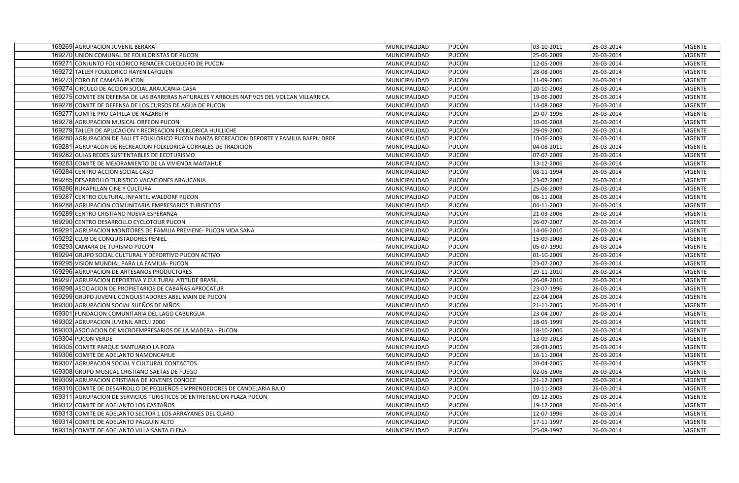| | | | | | | |
|---|---|---|---|---|---|---|
| 169269 | AGRUPACION JUVENIL BERAKA | MUNICIPALIDAD | PUCÓN | 03-10-2011 | 26-03-2014 | VIGENTE |
| 169270 | UNION COMUNAL DE FOLKLORISTAS DE PUCON | MUNICIPALIDAD | PUCÓN | 25-06-2009 | 26-03-2014 | VIGENTE |
| 169271 | CONJUNTO FOLKLORICO RENACER CUEQUERO DE PUCON | MUNICIPALIDAD | PUCÓN | 12-05-2009 | 26-03-2014 | VIGENTE |
| 169272 | TALLER FOLKLORICO RAYEN LAFQUEN | MUNICIPALIDAD | PUCÓN | 28-08-2006 | 26-03-2014 | VIGENTE |
| 169273 | CORO DE CAMARA PUCON | MUNICIPALIDAD | PUCÓN | 11-09-2006 | 26-03-2014 | VIGENTE |
| 169274 | CIRCULO DE ACCION SOCIAL ARAUCANIA-CASA | MUNICIPALIDAD | PUCÓN | 20-10-2008 | 26-03-2014 | VIGENTE |
| 169275 | COMITE EN DEFENSA DE LAS BARRERAS NATURALES Y ARBOLES NATIVOS DEL VOLCAN VILLARRICA | MUNICIPALIDAD | PUCÓN | 19-06-2009 | 26-03-2014 | VIGENTE |
| 169276 | COMITE DE DEFENSA DE LOS CURSOS DE AGUA DE PUCON | MUNICIPALIDAD | PUCÓN | 14-08-2008 | 26-03-2014 | VIGENTE |
| 169277 | COMITE PRO CAPILLA DE NAZARETH | MUNICIPALIDAD | PUCÓN | 29-07-1996 | 26-03-2014 | VIGENTE |
| 169278 | AGRUPACION MUSICAL ORFEON PUCON | MUNICIPALIDAD | PUCÓN | 10-06-2008 | 26-03-2014 | VIGENTE |
| 169279 | TALLER DE APLICACION Y RECREACION FOLKLORICA HUILLICHE | MUNICIPALIDAD | PUCÓN | 29-09-2000 | 26-03-2014 | VIGENTE |
| 169280 | AGRUPACION DE BALLET FOLKLORICO PUCON DANZA RECREACION DEPORTE Y FAMILIA BAFPU DRDF | MUNICIPALIDAD | PUCÓN | 10-06-2009 | 26-03-2014 | VIGENTE |
| 169281 | AGRUPACON DE RECREACION FOLKLORICA CORRALES DE TRADICION | MUNICIPALIDAD | PUCÓN | 04-08-2011 | 26-03-2014 | VIGENTE |
| 169282 | GUIAS REDES SUSTENTABLES DE ECOTURISMO | MUNICIPALIDAD | PUCÓN | 07-07-2009 | 26-03-2014 | VIGENTE |
| 169283 | COMITE DE MEJORAMIENTO DE LA VIVIENDA MAITAHUE | MUNICIPALIDAD | PUCÓN | 13-12-2006 | 26-03-2014 | VIGENTE |
| 169284 | CENTRO ACCION SOCIAL CASO | MUNICIPALIDAD | PUCÓN | 08-11-1994 | 26-03-2014 | VIGENTE |
| 169285 | DESARROLLO TURISTICO VACACIONES ARAUCANIA | MUNICIPALIDAD | PUCÓN | 23-07-2002 | 26-03-2014 | VIGENTE |
| 169286 | RUKAPILLAN CINE Y CULTURA | MUNICIPALIDAD | PUCÓN | 25-06-2009 | 26-03-2014 | VIGENTE |
| 169287 | CENTRO CULTURAL INFANTIL WALDORF PUCON | MUNICIPALIDAD | PUCÓN | 06-11-2008 | 26-03-2014 | VIGENTE |
| 169288 | AGRUPACION COMUNITARIA EMPRESARIOS TURISTICOS | MUNICIPALIDAD | PUCÓN | 04-11-2003 | 26-03-2014 | VIGENTE |
| 169289 | CENTRO CRISTIANO NUEVA ESPERANZA | MUNICIPALIDAD | PUCÓN | 21-03-2006 | 26-03-2014 | VIGENTE |
| 169290 | CENTRO DESARROLLO CYCLOTOUR PUCON | MUNICIPALIDAD | PUCÓN | 26-07-2007 | 26-03-2014 | VIGENTE |
| 169291 | AGRUPACION MONITORES DE FAMILIA PREVIENE- PUCON VIDA SANA | MUNICIPALIDAD | PUCÓN | 14-06-2010 | 26-03-2014 | VIGENTE |
| 169292 | CLUB DE CONQUISTADORES PENIEL | MUNICIPALIDAD | PUCÓN | 15-09-2008 | 26-03-2014 | VIGENTE |
| 169293 | CAMARA DE TURISMO PUCON | MUNICIPALIDAD | PUCÓN | 05-07-1990 | 26-03-2014 | VIGENTE |
| 169294 | GRUPO SOCIAL CULTURAL Y DEPORTIVO PUCON ACTIVO | MUNICIPALIDAD | PUCÓN | 01-10-2009 | 26-03-2014 | VIGENTE |
| 169295 | VISION MUNDIAL PARA LA FAMILIA- PUCON | MUNICIPALIDAD | PUCÓN | 23-07-2002 | 26-03-2014 | VIGENTE |
| 169296 | AGRUPACION DE ARTESANOS PRODUCTORES | MUNICIPALIDAD | PUCÓN | 29-11-2010 | 26-03-2014 | VIGENTE |
| 169297 | AGRUPACION DEPORTIVA Y CULTURAL ATITUDE BRASIL | MUNICIPALIDAD | PUCÓN | 26-08-2010 | 26-03-2014 | VIGENTE |
| 169298 | ASOCIACION DE PROPIETARIOS DE CABAÑAS APROCATUR | MUNICIPALIDAD | PUCÓN | 23-07-1996 | 26-03-2014 | VIGENTE |
| 169299 | GRUPO JUVENIL CONQUISTADORES ABEL MAIN DE PUCON | MUNICIPALIDAD | PUCÓN | 22-04-2004 | 26-03-2014 | VIGENTE |
| 169300 | AGRUPACION SOCIAL SUEÑOS DE NIÑOS | MUNICIPALIDAD | PUCÓN | 21-11-2005 | 26-03-2014 | VIGENTE |
| 169301 | FUNDACION COMUNITARIA DEL LAGO CABURGUA | MUNICIPALIDAD | PUCÓN | 23-04-2007 | 26-03-2014 | VIGENTE |
| 169302 | AGRUPACION JUVENIL ARCUJ 2000 | MUNICIPALIDAD | PUCÓN | 18-05-1999 | 26-03-2014 | VIGENTE |
| 169303 | ASOCIACION DE MICROEMPRESARIOS DE LA MADERA - PUCON | MUNICIPALIDAD | PUCÓN | 18-10-2006 | 26-03-2014 | VIGENTE |
| 169304 | PUCON VERDE | MUNICIPALIDAD | PUCÓN | 13-09-2013 | 26-03-2014 | VIGENTE |
| 169305 | COMITE PARQUE SANTUARIO LA POZA | MUNICIPALIDAD | PUCÓN | 28-03-2005 | 26-03-2014 | VIGENTE |
| 169306 | COMITE DE ADELANTO NAMONCAHUE | MUNICIPALIDAD | PUCÓN | 16-11-2004 | 26-03-2014 | VIGENTE |
| 169307 | AGRUPACION SOCIAL Y CULTURAL CONTACTOS | MUNICIPALIDAD | PUCÓN | 20-04-2005 | 26-03-2014 | VIGENTE |
| 169308 | GRUPO MUSICAL CRISTIANO SAETAS DE FUEGO | MUNICIPALIDAD | PUCÓN | 02-05-2006 | 26-03-2014 | VIGENTE |
| 169309 | AGRUPACION CRISTIANA DE JOVENES CONOCE | MUNICIPALIDAD | PUCÓN | 21-12-2009 | 26-03-2014 | VIGENTE |
| 169310 | COMITE DE DESARROLLO DE PEQUEÑOS EMPRENDEDORES DE CANDELARIA BAJO | MUNICIPALIDAD | PUCÓN | 10-11-2008 | 26-03-2014 | VIGENTE |
| 169311 | AGRUPACION DE SERVICIOS TURISTICOS DE ENTRETENCION PLAZA PUCON | MUNICIPALIDAD | PUCÓN | 09-12-2005 | 26-03-2014 | VIGENTE |
| 169312 | COMITE DE ADELANTO LOS CASTAÑOS | MUNICIPALIDAD | PUCÓN | 19-12-2008 | 26-03-2014 | VIGENTE |
| 169313 | COMITE DE ADELANTO SECTOR 1 LOS ARRAYANES DEL CLARO | MUNICIPALIDAD | PUCÓN | 12-07-1996 | 26-03-2014 | VIGENTE |
| 169314 | COMITE DE ADELANTO PALGUIN ALTO | MUNICIPALIDAD | PUCÓN | 17-11-1997 | 26-03-2014 | VIGENTE |
| 169315 | COMITE DE ADELANTO VILLA SANTA ELENA | MUNICIPALIDAD | PUCÓN | 25-08-1997 | 26-03-2014 | VIGENTE |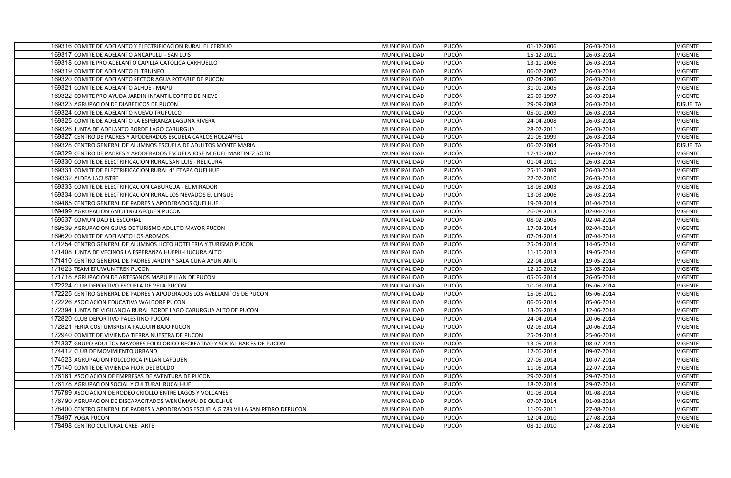| | | | | | | |
|---|---|---|---|---|---|---|
| 169316 | COMITE DE ADELANTO Y ELECTRIFICACION RURAL EL CERDUO | MUNICIPALIDAD | PUCÓN | 01-12-2006 | 26-03-2014 | VIGENTE |
| 169317 | COMITE DE ADELANTO ANCAPULLI - SAN LUIS | MUNICIPALIDAD | PUCÓN | 15-12-2011 | 26-03-2014 | VIGENTE |
| 169318 | COMITE PRO ADELANTO CAPILLA CATOLICA CARHUELLO | MUNICIPALIDAD | PUCÓN | 13-11-2006 | 26-03-2014 | VIGENTE |
| 169319 | COMITE DE ADELANTO EL TRIUNFO | MUNICIPALIDAD | PUCÓN | 06-02-2007 | 26-03-2014 | VIGENTE |
| 169320 | COMITE DE ADELANTO SECTOR AGUA POTABLE DE PUCON | MUNICIPALIDAD | PUCÓN | 07-04-2006 | 26-03-2014 | VIGENTE |
| 169321 | COMITE DE ADELANTO ALHUE - MAPU | MUNICIPALIDAD | PUCÓN | 31-01-2005 | 26-03-2014 | VIGENTE |
| 169322 | COMITE PRO AYUDA JARDIN INFANTIL COPITO DE NIEVE | MUNICIPALIDAD | PUCÓN | 25-09-1997 | 26-03-2014 | VIGENTE |
| 169323 | AGRUPACION DE DIABETICOS DE PUCON | MUNICIPALIDAD | PUCÓN | 29-09-2008 | 26-03-2014 | DISUELTA |
| 169324 | COMITE DE ADELANTO NUEVO TRUFULCO | MUNICIPALIDAD | PUCÓN | 05-01-2009 | 26-03-2014 | VIGENTE |
| 169325 | COMITE DE ADELANTO LA ESPERANZA LAGUNA RIVERA | MUNICIPALIDAD | PUCÓN | 24-04-2008 | 26-03-2014 | VIGENTE |
| 169326 | JUNTA DE ADELANTO BORDE LAGO CABURGUA | MUNICIPALIDAD | PUCÓN | 28-02-2011 | 26-03-2014 | VIGENTE |
| 169327 | CENTRO DE PADRES Y APODERADOS ESCUELA CARLOS HOLZAPFEL | MUNICIPALIDAD | PUCÓN | 21-06-1999 | 26-03-2014 | VIGENTE |
| 169328 | CENTRO GENERAL DE ALUMNOS ESCUELA DE ADULTOS MONTE MARIA | MUNICIPALIDAD | PUCÓN | 06-07-2004 | 26-03-2014 | DISUELTA |
| 169329 | CENTRO DE PADRES Y APODERADOS ESCUELA JOSE MIGUEL MARTINEZ SOTO | MUNICIPALIDAD | PUCÓN | 17-10-2002 | 26-03-2014 | VIGENTE |
| 169330 | COMITE DE ELECTRIFICACION RURAL SAN LUIS - RELICURA | MUNICIPALIDAD | PUCÓN | 01-04-2011 | 26-03-2014 | VIGENTE |
| 169331 | COMITE DE ELECTRIFICACION RURAL 4ª ETAPA QUELHUE | MUNICIPALIDAD | PUCÓN | 25-11-2009 | 26-03-2014 | VIGENTE |
| 169332 | ALDEA LACUSTRE | MUNICIPALIDAD | PUCÓN | 22-07-2010 | 26-03-2014 | VIGENTE |
| 169333 | COMITE DE ELECTRIFICACION CABURGUA - EL MIRADOR | MUNICIPALIDAD | PUCÓN | 18-08-2003 | 26-03-2014 | VIGENTE |
| 169334 | COMITE DE ELECTRIFICACION RURAL LOS NEVADOS EL LINGUE | MUNICIPALIDAD | PUCÓN | 13-03-2006 | 26-03-2014 | VIGENTE |
| 169465 | CENTRO GENERAL DE PADRES Y APODERADOS QUELHUE | MUNICIPALIDAD | PUCÓN | 19-03-2014 | 01-04-2014 | VIGENTE |
| 169499 | AGRUPACION ANTU INALAFQUEN PUCON | MUNICIPALIDAD | PUCÓN | 26-08-2013 | 02-04-2014 | VIGENTE |
| 169537 | COMUNIDAD EL ESCORIAL | MUNICIPALIDAD | PUCÓN | 08-02-2005 | 02-04-2014 | VIGENTE |
| 169539 | AGRUPACION GUIAS DE TURISMO ADULTO MAYOR PUCON | MUNICIPALIDAD | PUCÓN | 17-03-2014 | 02-04-2014 | VIGENTE |
| 169620 | COMITE DE ADELANTO LOS AROMOS | MUNICIPALIDAD | PUCÓN | 07-04-2014 | 07-04-2014 | VIGENTE |
| 171254 | CENTRO GENERAL DE ALUMNOS LICEO HOTELERIA Y TURISMO PUCON | MUNICIPALIDAD | PUCÓN | 25-04-2014 | 14-05-2014 | VIGENTE |
| 171408 | JUNTA DE VECINOS LA ESPERANZA HUEPIL-LIUCURA ALTO | MUNICIPALIDAD | PUCÓN | 11-10-2013 | 19-05-2014 | VIGENTE |
| 171410 | CENTRO GENERAL DE PADRES JARDIN Y SALA CUNA AYUN ANTU | MUNICIPALIDAD | PUCÓN | 22-04-2014 | 19-05-2014 | VIGENTE |
| 171623 | TEAM EPUWUN-TREK PUCON | MUNICIPALIDAD | PUCÓN | 12-10-2012 | 23-05-2014 | VIGENTE |
| 171718 | AGRUPACION DE ARTESANOS MAPU PILLAN DE PUCON | MUNICIPALIDAD | PUCÓN | 05-05-2014 | 26-05-2014 | VIGENTE |
| 172224 | CLUB DEPORTIVO ESCUELA DE VELA PUCON | MUNICIPALIDAD | PUCÓN | 10-03-2014 | 05-06-2014 | VIGENTE |
| 172225 | CENTRO GENERAL DE PADRES Y APODERADOS LOS AVELLANITOS DE PUCON | MUNICIPALIDAD | PUCÓN | 15-06-2011 | 05-06-2014 | VIGENTE |
| 172226 | ASOCIACION EDUCATIVA WALDORF PUCON | MUNICIPALIDAD | PUCÓN | 06-05-2014 | 05-06-2014 | VIGENTE |
| 172394 | JUNTA DE VIGILANCIA RURAL BORDE LAGO CABURGUA ALTO DE PUCON | MUNICIPALIDAD | PUCÓN | 13-05-2014 | 12-06-2014 | VIGENTE |
| 172820 | CLUB DEPORTIVO PALESTINO PUCON | MUNICIPALIDAD | PUCÓN | 24-04-2014 | 20-06-2014 | VIGENTE |
| 172821 | FERIA COSTUMBRISTA PALGUIN BAJO PUCON | MUNICIPALIDAD | PUCÓN | 02-06-2014 | 20-06-2014 | VIGENTE |
| 172940 | COMITE DE VIVIENDA TIERRA NUESTRA DE PUCON | MUNICIPALIDAD | PUCÓN | 25-04-2014 | 25-06-2014 | VIGENTE |
| 174337 | GRUPO ADULTOS MAYORES FOLKLORICO RECREATIVO Y SOCIAL RAICES DE PUCON | MUNICIPALIDAD | PUCÓN | 13-05-2013 | 08-07-2014 | VIGENTE |
| 174412 | CLUB DE MOVIMIENTO URBANO | MUNICIPALIDAD | PUCÓN | 12-06-2014 | 09-07-2014 | VIGENTE |
| 174523 | AGRUPACION FOLCLORICA PILLAN LAFQUEN | MUNICIPALIDAD | PUCÓN | 27-05-2014 | 10-07-2014 | VIGENTE |
| 175140 | COMITE DE VIVIENDA FLOR DEL BOLDO | MUNICIPALIDAD | PUCÓN | 11-06-2014 | 22-07-2014 | VIGENTE |
| 176161 | ASOCIACION DE EMPRESAS DE AVENTURA DE PUCON | MUNICIPALIDAD | PUCÓN | 29-07-2014 | 29-07-2014 | VIGENTE |
| 176178 | AGRUPACION SOCIAL Y CULTURAL RUCALHUE | MUNICIPALIDAD | PUCÓN | 18-07-2014 | 29-07-2014 | VIGENTE |
| 176789 | ASOCIACION DE RODEO CRIOLLO ENTRE LAGOS Y VOLCANES | MUNICIPALIDAD | PUCÓN | 01-08-2014 | 01-08-2014 | VIGENTE |
| 176790 | AGRUPACION DE DISCAPACITADOS WENÜMAPU DE QUELHUE | MUNICIPALIDAD | PUCÓN | 07-07-2014 | 01-08-2014 | VIGENTE |
| 178400 | CENTRO GENERAL DE PADRES Y APODERADOS ESCUELA G 783 VILLA SAN PEDRO DEPUCON | MUNICIPALIDAD | PUCÓN | 11-05-2011 | 27-08-2014 | VIGENTE |
| 178497 | YOGA PUCON | MUNICIPALIDAD | PUCÓN | 12-04-2010 | 27-08-2014 | VIGENTE |
| 178498 | CENTRO CULTURAL CREE- ARTE | MUNICIPALIDAD | PUCÓN | 08-10-2010 | 27-08-2014 | VIGENTE |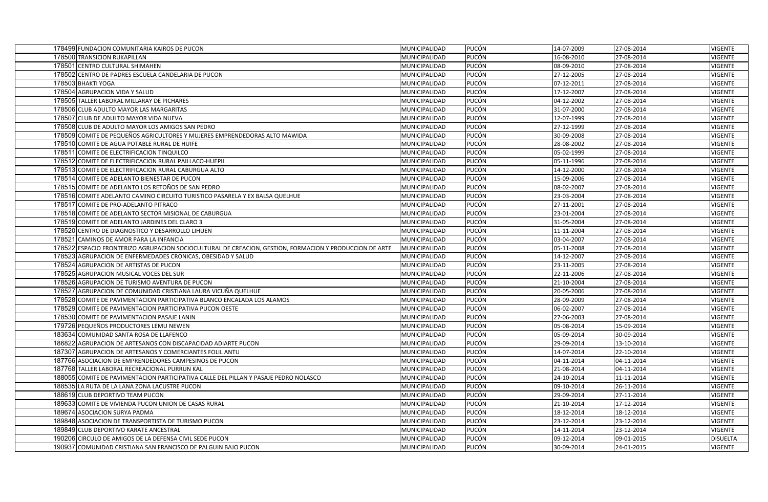| | | | | | | |
|---|---|---|---|---|---|---|
| 178499 | FUNDACION COMUNITARIA KAIROS DE PUCON | MUNICIPALIDAD | PUCÓN | 14-07-2009 | 27-08-2014 | VIGENTE |
| 178500 | TRANSICION RUKAPILLAN | MUNICIPALIDAD | PUCÓN | 16-08-2010 | 27-08-2014 | VIGENTE |
| 178501 | CENTRO CULTURAL SHIMAHEN | MUNICIPALIDAD | PUCÓN | 08-09-2010 | 27-08-2014 | VIGENTE |
| 178502 | CENTRO DE PADRES ESCUELA CANDELARIA DE PUCON | MUNICIPALIDAD | PUCÓN | 27-12-2005 | 27-08-2014 | VIGENTE |
| 178503 | BHAKTI YOGA | MUNICIPALIDAD | PUCÓN | 07-12-2011 | 27-08-2014 | VIGENTE |
| 178504 | AGRUPACION VIDA Y SALUD | MUNICIPALIDAD | PUCÓN | 17-12-2007 | 27-08-2014 | VIGENTE |
| 178505 | TALLER LABORAL MILLARAY DE PICHARES | MUNICIPALIDAD | PUCÓN | 04-12-2002 | 27-08-2014 | VIGENTE |
| 178506 | CLUB ADULTO MAYOR LAS MARGARITAS | MUNICIPALIDAD | PUCÓN | 31-07-2000 | 27-08-2014 | VIGENTE |
| 178507 | CLUB DE ADULTO MAYOR VIDA NUEVA | MUNICIPALIDAD | PUCÓN | 12-07-1999 | 27-08-2014 | VIGENTE |
| 178508 | CLUB DE ADULTO MAYOR LOS AMIGOS SAN PEDRO | MUNICIPALIDAD | PUCÓN | 27-12-1999 | 27-08-2014 | VIGENTE |
| 178509 | COMITE DE PEQUEÑOS AGRICULTORES Y MUJERES EMPRENDEDORAS ALTO MAWIDA | MUNICIPALIDAD | PUCÓN | 30-09-2008 | 27-08-2014 | VIGENTE |
| 178510 | COMITE DE AGUA POTABLE RURAL DE HUIFE | MUNICIPALIDAD | PUCÓN | 28-08-2002 | 27-08-2014 | VIGENTE |
| 178511 | COMITE DE ELECTRIFICACION TINQUILCO | MUNICIPALIDAD | PUCÓN | 05-02-1999 | 27-08-2014 | VIGENTE |
| 178512 | COMITE DE ELECTRIFICACION RURAL PAILLACO-HUEPIL | MUNICIPALIDAD | PUCÓN | 05-11-1996 | 27-08-2014 | VIGENTE |
| 178513 | COMITE DE ELECTRIFICACION RURAL CABURGUA ALTO | MUNICIPALIDAD | PUCÓN | 14-12-2000 | 27-08-2014 | VIGENTE |
| 178514 | COMITE DE ADELANTO BIENESTAR DE PUCON | MUNICIPALIDAD | PUCÓN | 15-09-2006 | 27-08-2014 | VIGENTE |
| 178515 | COMITE DE ADELANTO LOS RETOÑOS DE SAN PEDRO | MUNICIPALIDAD | PUCÓN | 08-02-2007 | 27-08-2014 | VIGENTE |
| 178516 | COMITE ADELANTO CAMINO CIRCUITO TURISTICO PASARELA Y EX BALSA QUELHUE | MUNICIPALIDAD | PUCÓN | 23-03-2004 | 27-08-2014 | VIGENTE |
| 178517 | COMITE DE PRO-ADELANTO PITRACO | MUNICIPALIDAD | PUCÓN | 27-11-2001 | 27-08-2014 | VIGENTE |
| 178518 | COMITE DE ADELANTO SECTOR MISIONAL DE CABURGUA | MUNICIPALIDAD | PUCÓN | 23-01-2004 | 27-08-2014 | VIGENTE |
| 178519 | COMITE DE ADELANTO JARDINES DEL CLARO 3 | MUNICIPALIDAD | PUCÓN | 31-05-2004 | 27-08-2014 | VIGENTE |
| 178520 | CENTRO DE DIAGNOSTICO Y DESARROLLO LIHUEN | MUNICIPALIDAD | PUCÓN | 11-11-2004 | 27-08-2014 | VIGENTE |
| 178521 | CAMINOS DE AMOR PARA LA INFANCIA | MUNICIPALIDAD | PUCÓN | 03-04-2007 | 27-08-2014 | VIGENTE |
| 178522 | ESPACIO FRONTERIZO AGRUPACION SOCIOCULTURAL DE CREACION, GESTION, FORMACION Y PRODUCCION DE ARTE | MUNICIPALIDAD | PUCÓN | 05-11-2008 | 27-08-2014 | VIGENTE |
| 178523 | AGRUPACION DE ENFERMEDADES CRONICAS, OBESIDAD Y SALUD | MUNICIPALIDAD | PUCÓN | 14-12-2007 | 27-08-2014 | VIGENTE |
| 178524 | AGRUPACION DE ARTISTAS DE PUCON | MUNICIPALIDAD | PUCÓN | 23-11-2005 | 27-08-2014 | VIGENTE |
| 178525 | AGRUPACION MUSICAL VOCES DEL SUR | MUNICIPALIDAD | PUCÓN | 22-11-2006 | 27-08-2014 | VIGENTE |
| 178526 | AGRUPACION DE TURISMO AVENTURA DE PUCON | MUNICIPALIDAD | PUCÓN | 21-10-2004 | 27-08-2014 | VIGENTE |
| 178527 | AGRUPACION DE COMUNIDAD CRISTIANA LAURA VICUÑA QUELHUE | MUNICIPALIDAD | PUCÓN | 20-05-2006 | 27-08-2014 | VIGENTE |
| 178528 | COMITE DE PAVIMENTACION PARTICIPATIVA BLANCO ENCALADA LOS ALAMOS | MUNICIPALIDAD | PUCÓN | 28-09-2009 | 27-08-2014 | VIGENTE |
| 178529 | COMITE DE PAVIMENTACION PARTICIPATIVA PUCON OESTE | MUNICIPALIDAD | PUCÓN | 06-02-2007 | 27-08-2014 | VIGENTE |
| 178530 | COMITE DE PAVIMENTACION PASAJE LANIN | MUNICIPALIDAD | PUCÓN | 27-06-2003 | 27-08-2014 | VIGENTE |
| 179726 | PEQUEÑOS PRODUCTORES LEMU NEWEN | MUNICIPALIDAD | PUCÓN | 05-08-2014 | 15-09-2014 | VIGENTE |
| 183634 | COMUNIDAD SANTA ROSA DE LLAFENCO | MUNICIPALIDAD | PUCÓN | 05-09-2014 | 30-09-2014 | VIGENTE |
| 186822 | AGRUPACION DE ARTESANOS CON DISCAPACIDAD ADIARTE PUCON | MUNICIPALIDAD | PUCÓN | 29-09-2014 | 13-10-2014 | VIGENTE |
| 187307 | AGRUPACION DE ARTESANOS Y COMERCIANTES FOLIL ANTU | MUNICIPALIDAD | PUCÓN | 14-07-2014 | 22-10-2014 | VIGENTE |
| 187766 | ASOCIACION DE EMPRENDEDORES CAMPESINOS DE PUCON | MUNICIPALIDAD | PUCÓN | 04-11-2014 | 04-11-2014 | VIGENTE |
| 187768 | TALLER LABORAL RECREACIONAL PURRUN KAL | MUNICIPALIDAD | PUCÓN | 21-08-2014 | 04-11-2014 | VIGENTE |
| 188055 | COMITE DE PAVIMENTACION PARTICIPATIVA CALLE DEL PILLAN Y PASAJE PEDRO NOLASCO | MUNICIPALIDAD | PUCÓN | 24-10-2014 | 11-11-2014 | VIGENTE |
| 188535 | LA RUTA DE LA LANA ZONA LACUSTRE PUCON | MUNICIPALIDAD | PUCÓN | 09-10-2014 | 26-11-2014 | VIGENTE |
| 188619 | CLUB DEPORTIVO TEAM PUCON | MUNICIPALIDAD | PUCÓN | 29-09-2014 | 27-11-2014 | VIGENTE |
| 189633 | COMITE DE VIVIENDA PUCON UNION DE CASAS RURAL | MUNICIPALIDAD | PUCÓN | 21-10-2014 | 17-12-2014 | VIGENTE |
| 189674 | ASOCIACION SURYA PADMA | MUNICIPALIDAD | PUCÓN | 18-12-2014 | 18-12-2014 | VIGENTE |
| 189848 | ASOCIACION DE TRANSPORTISTA DE TURISMO PUCON | MUNICIPALIDAD | PUCÓN | 23-12-2014 | 23-12-2014 | VIGENTE |
| 189849 | CLUB DEPORTIVO KARATE ANCESTRAL | MUNICIPALIDAD | PUCÓN | 14-11-2014 | 23-12-2014 | VIGENTE |
| 190206 | CIRCULO DE AMIGOS DE LA DEFENSA CIVIL SEDE PUCON | MUNICIPALIDAD | PUCÓN | 09-12-2014 | 09-01-2015 | DISUELTA |
| 190937 | COMUNIDAD CRISTIANA SAN FRANCISCO DE PALGUIN BAJO PUCON | MUNICIPALIDAD | PUCÓN | 30-09-2014 | 24-01-2015 | VIGENTE |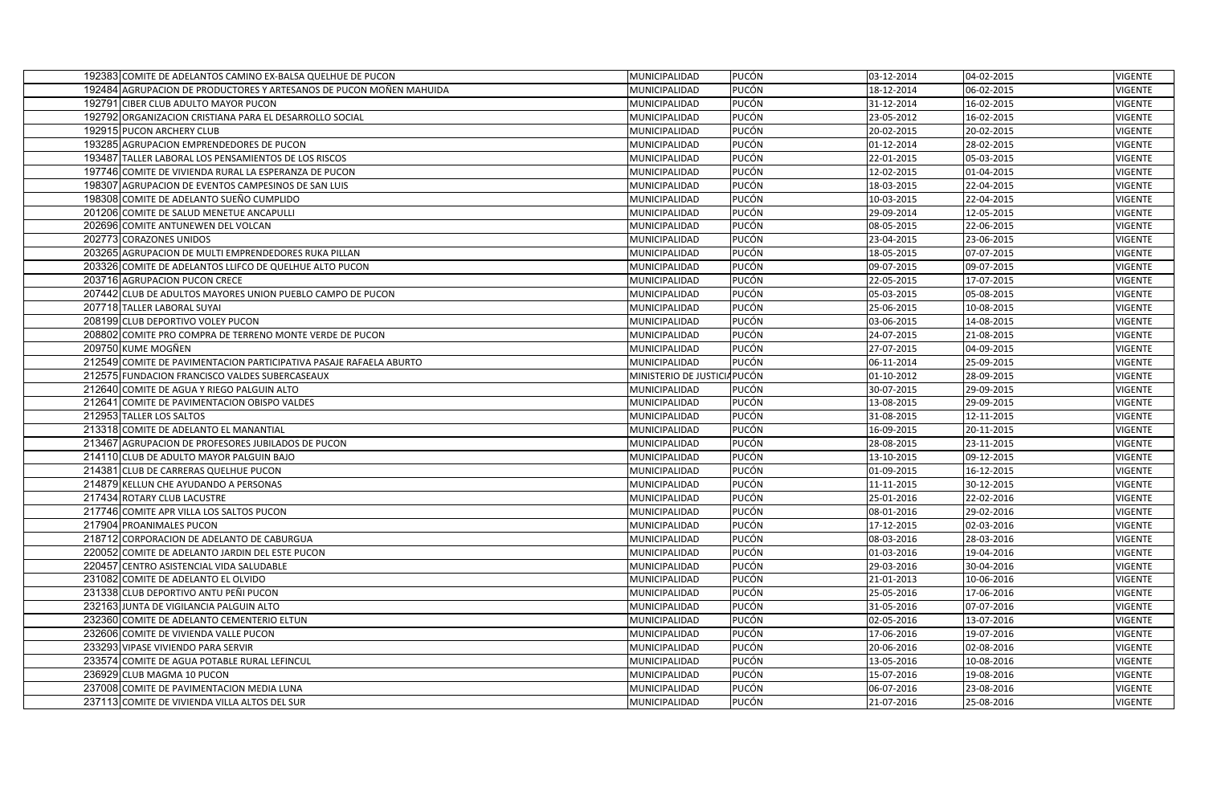| | | | | | | |
|---|---|---|---|---|---|---|
| 192383 | COMITE DE ADELANTOS CAMINO EX-BALSA QUELHUE DE PUCON | MUNICIPALIDAD | PUCÓN | 03-12-2014 | 04-02-2015 | VIGENTE |
| 192484 | AGRUPACION DE PRODUCTORES Y ARTESANOS DE PUCON MOÑEN MAHUIDA | MUNICIPALIDAD | PUCÓN | 18-12-2014 | 06-02-2015 | VIGENTE |
| 192791 | CIBER CLUB ADULTO MAYOR PUCON | MUNICIPALIDAD | PUCÓN | 31-12-2014 | 16-02-2015 | VIGENTE |
| 192792 | ORGANIZACION CRISTIANA PARA EL DESARROLLO SOCIAL | MUNICIPALIDAD | PUCÓN | 23-05-2012 | 16-02-2015 | VIGENTE |
| 192915 | PUCON ARCHERY CLUB | MUNICIPALIDAD | PUCÓN | 20-02-2015 | 20-02-2015 | VIGENTE |
| 193285 | AGRUPACION EMPRENDEDORES DE PUCON | MUNICIPALIDAD | PUCÓN | 01-12-2014 | 28-02-2015 | VIGENTE |
| 193487 | TALLER LABORAL LOS PENSAMIENTOS DE LOS RISCOS | MUNICIPALIDAD | PUCÓN | 22-01-2015 | 05-03-2015 | VIGENTE |
| 197746 | COMITE DE VIVIENDA RURAL LA ESPERANZA DE PUCON | MUNICIPALIDAD | PUCÓN | 12-02-2015 | 01-04-2015 | VIGENTE |
| 198307 | AGRUPACION DE EVENTOS CAMPESINOS DE SAN LUIS | MUNICIPALIDAD | PUCÓN | 18-03-2015 | 22-04-2015 | VIGENTE |
| 198308 | COMITE DE ADELANTO SUEÑO CUMPLIDO | MUNICIPALIDAD | PUCÓN | 10-03-2015 | 22-04-2015 | VIGENTE |
| 201206 | COMITE DE SALUD MENETUE ANCAPULLI | MUNICIPALIDAD | PUCÓN | 29-09-2014 | 12-05-2015 | VIGENTE |
| 202696 | COMITE ANTUNEWEN DEL VOLCAN | MUNICIPALIDAD | PUCÓN | 08-05-2015 | 22-06-2015 | VIGENTE |
| 202773 | CORAZONES UNIDOS | MUNICIPALIDAD | PUCÓN | 23-04-2015 | 23-06-2015 | VIGENTE |
| 203265 | AGRUPACION DE MULTI EMPRENDEDORES RUKA PILLAN | MUNICIPALIDAD | PUCÓN | 18-05-2015 | 07-07-2015 | VIGENTE |
| 203326 | COMITE DE ADELANTOS LLIFCO DE QUELHUE ALTO PUCON | MUNICIPALIDAD | PUCÓN | 09-07-2015 | 09-07-2015 | VIGENTE |
| 203716 | AGRUPACION PUCON CRECE | MUNICIPALIDAD | PUCÓN | 22-05-2015 | 17-07-2015 | VIGENTE |
| 207442 | CLUB DE ADULTOS MAYORES UNION PUEBLO CAMPO DE PUCON | MUNICIPALIDAD | PUCÓN | 05-03-2015 | 05-08-2015 | VIGENTE |
| 207718 | TALLER LABORAL SUYAI | MUNICIPALIDAD | PUCÓN | 25-06-2015 | 10-08-2015 | VIGENTE |
| 208199 | CLUB DEPORTIVO VOLEY PUCON | MUNICIPALIDAD | PUCÓN | 03-06-2015 | 14-08-2015 | VIGENTE |
| 208802 | COMITE PRO COMPRA DE TERRENO MONTE VERDE DE PUCON | MUNICIPALIDAD | PUCÓN | 24-07-2015 | 21-08-2015 | VIGENTE |
| 209750 | KUME MOGÑEN | MUNICIPALIDAD | PUCÓN | 27-07-2015 | 04-09-2015 | VIGENTE |
| 212549 | COMITE DE PAVIMENTACION PARTICIPATIVA PASAJE RAFAELA ABURTO | MUNICIPALIDAD | PUCÓN | 06-11-2014 | 25-09-2015 | VIGENTE |
| 212575 | FUNDACION FRANCISCO VALDES SUBERCASEAUX | MINISTERIO DE JUSTICIA | PUCÓN | 01-10-2012 | 28-09-2015 | VIGENTE |
| 212640 | COMITE DE AGUA Y RIEGO PALGUIN ALTO | MUNICIPALIDAD | PUCÓN | 30-07-2015 | 29-09-2015 | VIGENTE |
| 212641 | COMITE DE PAVIMENTACION OBISPO VALDES | MUNICIPALIDAD | PUCÓN | 13-08-2015 | 29-09-2015 | VIGENTE |
| 212953 | TALLER LOS SALTOS | MUNICIPALIDAD | PUCÓN | 31-08-2015 | 12-11-2015 | VIGENTE |
| 213318 | COMITE DE ADELANTO EL MANANTIAL | MUNICIPALIDAD | PUCÓN | 16-09-2015 | 20-11-2015 | VIGENTE |
| 213467 | AGRUPACION DE PROFESORES JUBILADOS DE PUCON | MUNICIPALIDAD | PUCÓN | 28-08-2015 | 23-11-2015 | VIGENTE |
| 214110 | CLUB DE ADULTO MAYOR PALGUIN BAJO | MUNICIPALIDAD | PUCÓN | 13-10-2015 | 09-12-2015 | VIGENTE |
| 214381 | CLUB DE CARRERAS QUELHUE PUCON | MUNICIPALIDAD | PUCÓN | 01-09-2015 | 16-12-2015 | VIGENTE |
| 214879 | KELLUN CHE AYUDANDO A PERSONAS | MUNICIPALIDAD | PUCÓN | 11-11-2015 | 30-12-2015 | VIGENTE |
| 217434 | ROTARY CLUB LACUSTRE | MUNICIPALIDAD | PUCÓN | 25-01-2016 | 22-02-2016 | VIGENTE |
| 217746 | COMITE APR VILLA LOS SALTOS PUCON | MUNICIPALIDAD | PUCÓN | 08-01-2016 | 29-02-2016 | VIGENTE |
| 217904 | PROANIMALES PUCON | MUNICIPALIDAD | PUCÓN | 17-12-2015 | 02-03-2016 | VIGENTE |
| 218712 | CORPORACION DE ADELANTO DE CABURGUA | MUNICIPALIDAD | PUCÓN | 08-03-2016 | 28-03-2016 | VIGENTE |
| 220052 | COMITE DE ADELANTO JARDIN DEL ESTE PUCON | MUNICIPALIDAD | PUCÓN | 01-03-2016 | 19-04-2016 | VIGENTE |
| 220457 | CENTRO ASISTENCIAL VIDA SALUDABLE | MUNICIPALIDAD | PUCÓN | 29-03-2016 | 30-04-2016 | VIGENTE |
| 231082 | COMITE DE ADELANTO EL OLVIDO | MUNICIPALIDAD | PUCÓN | 21-01-2013 | 10-06-2016 | VIGENTE |
| 231338 | CLUB DEPORTIVO ANTU PEÑI PUCON | MUNICIPALIDAD | PUCÓN | 25-05-2016 | 17-06-2016 | VIGENTE |
| 232163 | JUNTA DE VIGILANCIA PALGUIN ALTO | MUNICIPALIDAD | PUCÓN | 31-05-2016 | 07-07-2016 | VIGENTE |
| 232360 | COMITE DE ADELANTO CEMENTERIO ELTUN | MUNICIPALIDAD | PUCÓN | 02-05-2016 | 13-07-2016 | VIGENTE |
| 232606 | COMITE DE VIVIENDA VALLE PUCON | MUNICIPALIDAD | PUCÓN | 17-06-2016 | 19-07-2016 | VIGENTE |
| 233293 | VIPASE VIVIENDO PARA SERVIR | MUNICIPALIDAD | PUCÓN | 20-06-2016 | 02-08-2016 | VIGENTE |
| 233574 | COMITE DE AGUA POTABLE RURAL LEFINCUL | MUNICIPALIDAD | PUCÓN | 13-05-2016 | 10-08-2016 | VIGENTE |
| 236929 | CLUB MAGMA 10 PUCON | MUNICIPALIDAD | PUCÓN | 15-07-2016 | 19-08-2016 | VIGENTE |
| 237008 | COMITE DE PAVIMENTACION MEDIA LUNA | MUNICIPALIDAD | PUCÓN | 06-07-2016 | 23-08-2016 | VIGENTE |
| 237113 | COMITE DE VIVIENDA VILLA ALTOS DEL SUR | MUNICIPALIDAD | PUCÓN | 21-07-2016 | 25-08-2016 | VIGENTE |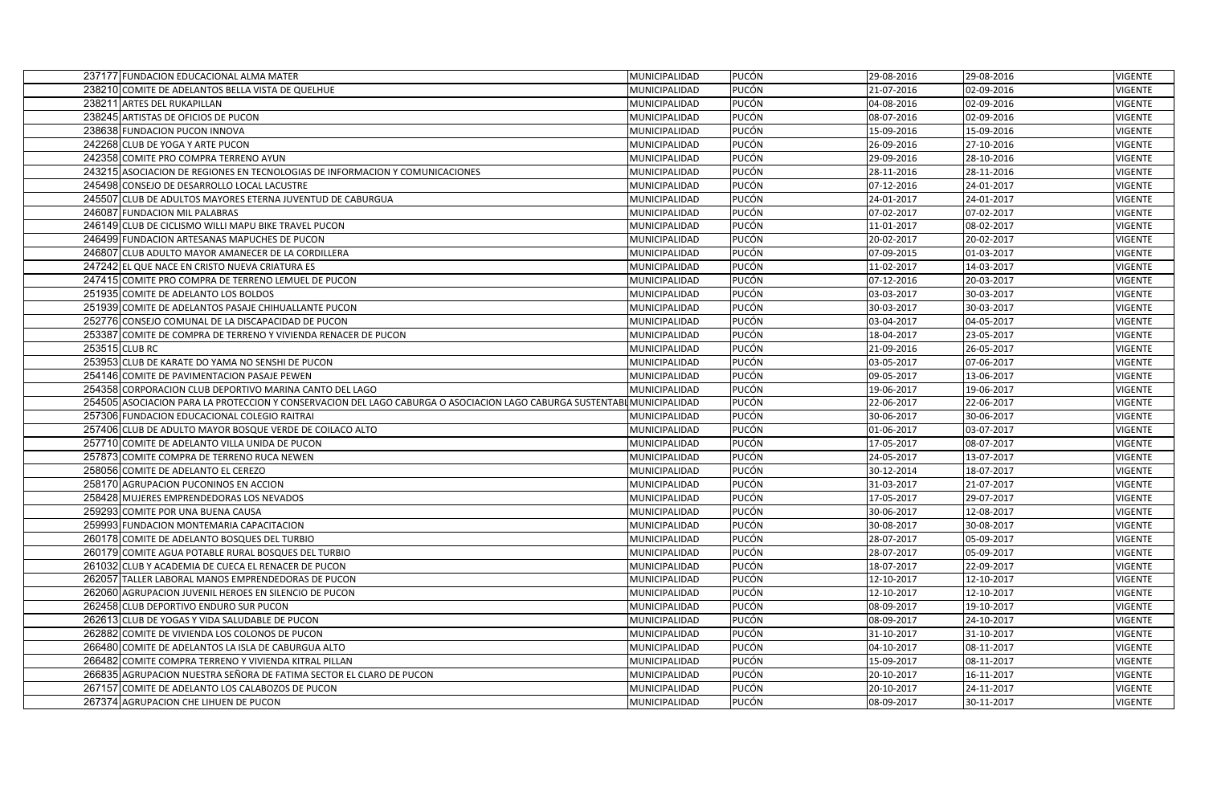| | | | | | | |
|---|---|---|---|---|---|---|
| 237177 | FUNDACION EDUCACIONAL ALMA MATER | MUNICIPALIDAD | PUCÓN | 29-08-2016 | 29-08-2016 | VIGENTE |
| 238210 | COMITE DE ADELANTOS BELLA VISTA DE QUELHUE | MUNICIPALIDAD | PUCÓN | 21-07-2016 | 02-09-2016 | VIGENTE |
| 238211 | ARTES DEL RUKAPILLAN | MUNICIPALIDAD | PUCÓN | 04-08-2016 | 02-09-2016 | VIGENTE |
| 238245 | ARTISTAS DE OFICIOS DE PUCON | MUNICIPALIDAD | PUCÓN | 08-07-2016 | 02-09-2016 | VIGENTE |
| 238638 | FUNDACION PUCON INNOVA | MUNICIPALIDAD | PUCÓN | 15-09-2016 | 15-09-2016 | VIGENTE |
| 242268 | CLUB DE YOGA Y ARTE PUCON | MUNICIPALIDAD | PUCÓN | 26-09-2016 | 27-10-2016 | VIGENTE |
| 242358 | COMITE PRO COMPRA TERRENO AYUN | MUNICIPALIDAD | PUCÓN | 29-09-2016 | 28-10-2016 | VIGENTE |
| 243215 | ASOCIACION DE REGIONES EN TECNOLOGIAS DE INFORMACION Y COMUNICACIONES | MUNICIPALIDAD | PUCÓN | 28-11-2016 | 28-11-2016 | VIGENTE |
| 245498 | CONSEJO DE DESARROLLO LOCAL LACUSTRE | MUNICIPALIDAD | PUCÓN | 07-12-2016 | 24-01-2017 | VIGENTE |
| 245507 | CLUB DE ADULTOS MAYORES ETERNA JUVENTUD DE CABURGUA | MUNICIPALIDAD | PUCÓN | 24-01-2017 | 24-01-2017 | VIGENTE |
| 246087 | FUNDACION MIL PALABRAS | MUNICIPALIDAD | PUCÓN | 07-02-2017 | 07-02-2017 | VIGENTE |
| 246149 | CLUB DE CICLISMO WILLI MAPU BIKE TRAVEL PUCON | MUNICIPALIDAD | PUCÓN | 11-01-2017 | 08-02-2017 | VIGENTE |
| 246499 | FUNDACION ARTESANAS MAPUCHES DE PUCON | MUNICIPALIDAD | PUCÓN | 20-02-2017 | 20-02-2017 | VIGENTE |
| 246807 | CLUB ADULTO MAYOR AMANECER DE LA CORDILLERA | MUNICIPALIDAD | PUCÓN | 07-09-2015 | 01-03-2017 | VIGENTE |
| 247242 | EL QUE NACE EN CRISTO NUEVA CRIATURA ES | MUNICIPALIDAD | PUCÓN | 11-02-2017 | 14-03-2017 | VIGENTE |
| 247415 | COMITE PRO COMPRA DE TERRENO LEMUEL DE PUCON | MUNICIPALIDAD | PUCÓN | 07-12-2016 | 20-03-2017 | VIGENTE |
| 251935 | COMITE DE ADELANTO LOS BOLDOS | MUNICIPALIDAD | PUCÓN | 03-03-2017 | 30-03-2017 | VIGENTE |
| 251939 | COMITE DE ADELANTOS PASAJE CHIHUALLANTE PUCON | MUNICIPALIDAD | PUCÓN | 30-03-2017 | 30-03-2017 | VIGENTE |
| 252776 | CONSEJO COMUNAL DE LA DISCAPACIDAD DE PUCON | MUNICIPALIDAD | PUCÓN | 03-04-2017 | 04-05-2017 | VIGENTE |
| 253387 | COMITE DE COMPRA DE TERRENO Y VIVIENDA RENACER DE PUCON | MUNICIPALIDAD | PUCÓN | 18-04-2017 | 23-05-2017 | VIGENTE |
| 253515 | CLUB RC | MUNICIPALIDAD | PUCÓN | 21-09-2016 | 26-05-2017 | VIGENTE |
| 253953 | CLUB DE KARATE DO YAMA NO SENSHI DE PUCON | MUNICIPALIDAD | PUCÓN | 03-05-2017 | 07-06-2017 | VIGENTE |
| 254146 | COMITE DE PAVIMENTACION PASAJE PEWEN | MUNICIPALIDAD | PUCÓN | 09-05-2017 | 13-06-2017 | VIGENTE |
| 254358 | CORPORACION CLUB DEPORTIVO MARINA CANTO DEL LAGO | MUNICIPALIDAD | PUCÓN | 19-06-2017 | 19-06-2017 | VIGENTE |
| 254505 | ASOCIACION PARA LA PROTECCION Y CONSERVACION DEL LAGO CABURGA O ASOCIACION LAGO CABURGA SUSTENTABL | MUNICIPALIDAD | PUCÓN | 22-06-2017 | 22-06-2017 | VIGENTE |
| 257306 | FUNDACION EDUCACIONAL COLEGIO RAITRAI | MUNICIPALIDAD | PUCÓN | 30-06-2017 | 30-06-2017 | VIGENTE |
| 257406 | CLUB DE ADULTO MAYOR BOSQUE VERDE DE COILACO ALTO | MUNICIPALIDAD | PUCÓN | 01-06-2017 | 03-07-2017 | VIGENTE |
| 257710 | COMITE DE ADELANTO VILLA UNIDA DE PUCON | MUNICIPALIDAD | PUCÓN | 17-05-2017 | 08-07-2017 | VIGENTE |
| 257873 | COMITE COMPRA DE TERRENO RUCA NEWEN | MUNICIPALIDAD | PUCÓN | 24-05-2017 | 13-07-2017 | VIGENTE |
| 258056 | COMITE DE ADELANTO EL CEREZO | MUNICIPALIDAD | PUCÓN | 30-12-2014 | 18-07-2017 | VIGENTE |
| 258170 | AGRUPACION PUCONINOS EN ACCION | MUNICIPALIDAD | PUCÓN | 31-03-2017 | 21-07-2017 | VIGENTE |
| 258428 | MUJERES EMPRENDEDORAS LOS NEVADOS | MUNICIPALIDAD | PUCÓN | 17-05-2017 | 29-07-2017 | VIGENTE |
| 259293 | COMITE POR UNA BUENA CAUSA | MUNICIPALIDAD | PUCÓN | 30-06-2017 | 12-08-2017 | VIGENTE |
| 259993 | FUNDACION MONTEMARIA CAPACITACION | MUNICIPALIDAD | PUCÓN | 30-08-2017 | 30-08-2017 | VIGENTE |
| 260178 | COMITE DE ADELANTO BOSQUES DEL TURBIO | MUNICIPALIDAD | PUCÓN | 28-07-2017 | 05-09-2017 | VIGENTE |
| 260179 | COMITE AGUA POTABLE RURAL BOSQUES DEL TURBIO | MUNICIPALIDAD | PUCÓN | 28-07-2017 | 05-09-2017 | VIGENTE |
| 261032 | CLUB Y ACADEMIA DE CUECA EL RENACER DE PUCON | MUNICIPALIDAD | PUCÓN | 18-07-2017 | 22-09-2017 | VIGENTE |
| 262057 | TALLER LABORAL MANOS EMPRENDEDORAS DE PUCON | MUNICIPALIDAD | PUCÓN | 12-10-2017 | 12-10-2017 | VIGENTE |
| 262060 | AGRUPACION JUVENIL HEROES EN SILENCIO DE PUCON | MUNICIPALIDAD | PUCÓN | 12-10-2017 | 12-10-2017 | VIGENTE |
| 262458 | CLUB DEPORTIVO ENDURO SUR PUCON | MUNICIPALIDAD | PUCÓN | 08-09-2017 | 19-10-2017 | VIGENTE |
| 262613 | CLUB DE YOGAS Y VIDA SALUDABLE DE PUCON | MUNICIPALIDAD | PUCÓN | 08-09-2017 | 24-10-2017 | VIGENTE |
| 262882 | COMITE DE VIVIENDA LOS COLONOS DE PUCON | MUNICIPALIDAD | PUCÓN | 31-10-2017 | 31-10-2017 | VIGENTE |
| 266480 | COMITE DE ADELANTOS LA ISLA DE CABURGUA ALTO | MUNICIPALIDAD | PUCÓN | 04-10-2017 | 08-11-2017 | VIGENTE |
| 266482 | COMITE COMPRA TERRENO Y VIVIENDA KITRAL PILLAN | MUNICIPALIDAD | PUCÓN | 15-09-2017 | 08-11-2017 | VIGENTE |
| 266835 | AGRUPACION NUESTRA SEÑORA DE FATIMA SECTOR EL CLARO DE PUCON | MUNICIPALIDAD | PUCÓN | 20-10-2017 | 16-11-2017 | VIGENTE |
| 267157 | COMITE DE ADELANTO LOS CALABOZOS DE PUCON | MUNICIPALIDAD | PUCÓN | 20-10-2017 | 24-11-2017 | VIGENTE |
| 267374 | AGRUPACION CHE LIHUEN DE PUCON | MUNICIPALIDAD | PUCÓN | 08-09-2017 | 30-11-2017 | VIGENTE |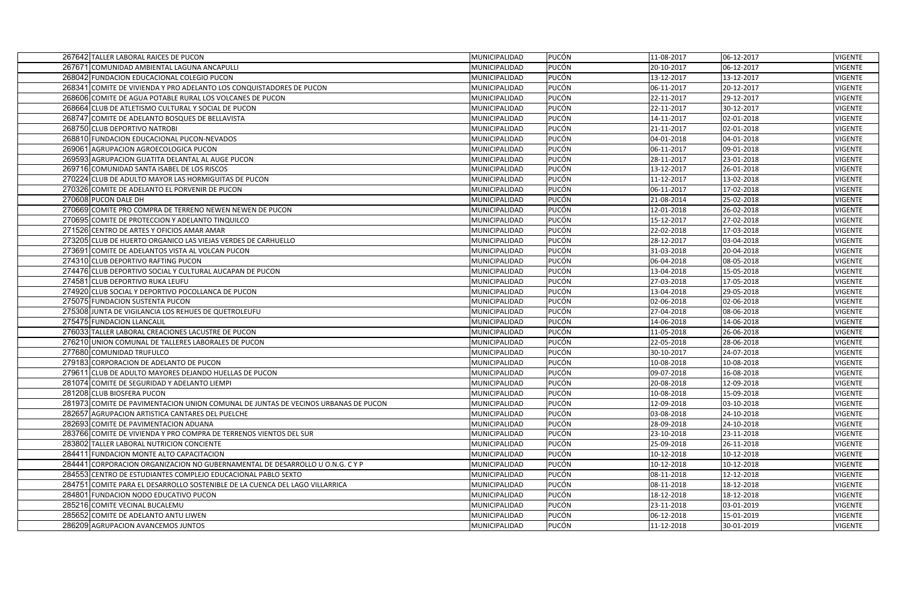| | | | | | | |
|---|---|---|---|---|---|---|
| 267642 | TALLER LABORAL RAICES DE PUCON | MUNICIPALIDAD | PUCÓN | 11-08-2017 | 06-12-2017 | VIGENTE |
| 267671 | COMUNIDAD AMBIENTAL LAGUNA ANCAPULLI | MUNICIPALIDAD | PUCÓN | 20-10-2017 | 06-12-2017 | VIGENTE |
| 268042 | FUNDACION EDUCACIONAL COLEGIO PUCON | MUNICIPALIDAD | PUCÓN | 13-12-2017 | 13-12-2017 | VIGENTE |
| 268341 | COMITE DE VIVIENDA Y PRO ADELANTO LOS CONQUISTADORES DE PUCON | MUNICIPALIDAD | PUCÓN | 06-11-2017 | 20-12-2017 | VIGENTE |
| 268606 | COMITE DE AGUA POTABLE RURAL LOS VOLCANES DE PUCON | MUNICIPALIDAD | PUCÓN | 22-11-2017 | 29-12-2017 | VIGENTE |
| 268664 | CLUB DE ATLETISMO CULTURAL Y SOCIAL DE PUCON | MUNICIPALIDAD | PUCÓN | 22-11-2017 | 30-12-2017 | VIGENTE |
| 268747 | COMITE DE ADELANTO BOSQUES DE BELLAVISTA | MUNICIPALIDAD | PUCÓN | 14-11-2017 | 02-01-2018 | VIGENTE |
| 268750 | CLUB DEPORTIVO NATROBI | MUNICIPALIDAD | PUCÓN | 21-11-2017 | 02-01-2018 | VIGENTE |
| 268810 | FUNDACION EDUCACIONAL PUCON-NEVADOS | MUNICIPALIDAD | PUCÓN | 04-01-2018 | 04-01-2018 | VIGENTE |
| 269061 | AGRUPACION AGROECOLOGICA PUCON | MUNICIPALIDAD | PUCÓN | 06-11-2017 | 09-01-2018 | VIGENTE |
| 269593 | AGRUPACION GUATITA DELANTAL AL AUGE PUCON | MUNICIPALIDAD | PUCÓN | 28-11-2017 | 23-01-2018 | VIGENTE |
| 269716 | COMUNIDAD SANTA ISABEL DE LOS RISCOS | MUNICIPALIDAD | PUCÓN | 13-12-2017 | 26-01-2018 | VIGENTE |
| 270224 | CLUB DE ADULTO MAYOR LAS HORMIGUITAS DE PUCON | MUNICIPALIDAD | PUCÓN | 11-12-2017 | 13-02-2018 | VIGENTE |
| 270326 | COMITE DE ADELANTO EL PORVENIR DE PUCON | MUNICIPALIDAD | PUCÓN | 06-11-2017 | 17-02-2018 | VIGENTE |
| 270608 | PUCON DALE DH | MUNICIPALIDAD | PUCÓN | 21-08-2014 | 25-02-2018 | VIGENTE |
| 270669 | COMITE PRO COMPRA DE TERRENO NEWEN NEWEN DE PUCON | MUNICIPALIDAD | PUCÓN | 12-01-2018 | 26-02-2018 | VIGENTE |
| 270695 | COMITE DE PROTECCION Y ADELANTO TINQUILCO | MUNICIPALIDAD | PUCÓN | 15-12-2017 | 27-02-2018 | VIGENTE |
| 271526 | CENTRO DE ARTES Y OFICIOS AMAR AMAR | MUNICIPALIDAD | PUCÓN | 22-02-2018 | 17-03-2018 | VIGENTE |
| 273205 | CLUB DE HUERTO ORGANICO LAS VIEJAS VERDES DE CARHUELLO | MUNICIPALIDAD | PUCÓN | 28-12-2017 | 03-04-2018 | VIGENTE |
| 273691 | COMITE DE ADELANTOS VISTA AL VOLCAN PUCON | MUNICIPALIDAD | PUCÓN | 31-03-2018 | 20-04-2018 | VIGENTE |
| 274310 | CLUB DEPORTIVO RAFTING PUCON | MUNICIPALIDAD | PUCÓN | 06-04-2018 | 08-05-2018 | VIGENTE |
| 274476 | CLUB DEPORTIVO SOCIAL Y CULTURAL AUCAPAN DE PUCON | MUNICIPALIDAD | PUCÓN | 13-04-2018 | 15-05-2018 | VIGENTE |
| 274581 | CLUB DEPORTIVO RUKA LEUFU | MUNICIPALIDAD | PUCÓN | 27-03-2018 | 17-05-2018 | VIGENTE |
| 274920 | CLUB SOCIAL Y DEPORTIVO POCOLLANCA DE PUCON | MUNICIPALIDAD | PUCÓN | 13-04-2018 | 29-05-2018 | VIGENTE |
| 275075 | FUNDACION SUSTENTA PUCON | MUNICIPALIDAD | PUCÓN | 02-06-2018 | 02-06-2018 | VIGENTE |
| 275308 | JUNTA DE VIGILANCIA LOS REHUES DE QUETROLEUFU | MUNICIPALIDAD | PUCÓN | 27-04-2018 | 08-06-2018 | VIGENTE |
| 275475 | FUNDACION LLANCALIL | MUNICIPALIDAD | PUCÓN | 14-06-2018 | 14-06-2018 | VIGENTE |
| 276033 | TALLER LABORAL CREACIONES LACUSTRE DE PUCON | MUNICIPALIDAD | PUCÓN | 11-05-2018 | 26-06-2018 | VIGENTE |
| 276210 | UNION COMUNAL DE TALLERES LABORALES DE PUCON | MUNICIPALIDAD | PUCÓN | 22-05-2018 | 28-06-2018 | VIGENTE |
| 277680 | COMUNIDAD TRUFULCO | MUNICIPALIDAD | PUCÓN | 30-10-2017 | 24-07-2018 | VIGENTE |
| 279183 | CORPORACION DE ADELANTO DE PUCON | MUNICIPALIDAD | PUCÓN | 10-08-2018 | 10-08-2018 | VIGENTE |
| 279611 | CLUB DE ADULTO MAYORES DEJANDO HUELLAS DE PUCON | MUNICIPALIDAD | PUCÓN | 09-07-2018 | 16-08-2018 | VIGENTE |
| 281074 | COMITE DE SEGURIDAD Y ADELANTO LIEMPI | MUNICIPALIDAD | PUCÓN | 20-08-2018 | 12-09-2018 | VIGENTE |
| 281208 | CLUB BIOSFERA PUCON | MUNICIPALIDAD | PUCÓN | 10-08-2018 | 15-09-2018 | VIGENTE |
| 281973 | COMITE DE PAVIMENTACION UNION COMUNAL DE JUNTAS DE VECINOS URBANAS DE PUCON | MUNICIPALIDAD | PUCÓN | 12-09-2018 | 03-10-2018 | VIGENTE |
| 282657 | AGRUPACION ARTISTICA CANTARES DEL PUELCHE | MUNICIPALIDAD | PUCÓN | 03-08-2018 | 24-10-2018 | VIGENTE |
| 282693 | COMITE DE PAVIMENTACION ADUANA | MUNICIPALIDAD | PUCÓN | 28-09-2018 | 24-10-2018 | VIGENTE |
| 283766 | COMITE DE VIVIENDA Y PRO COMPRA DE TERRENOS VIENTOS DEL SUR | MUNICIPALIDAD | PUCÓN | 23-10-2018 | 23-11-2018 | VIGENTE |
| 283802 | TALLER LABORAL NUTRICION CONCIENTE | MUNICIPALIDAD | PUCÓN | 25-09-2018 | 26-11-2018 | VIGENTE |
| 284411 | FUNDACION MONTE ALTO CAPACITACION | MUNICIPALIDAD | PUCÓN | 10-12-2018 | 10-12-2018 | VIGENTE |
| 284441 | CORPORACION ORGANIZACION NO GUBERNAMENTAL DE DESARROLLO U O.N.G. C Y P | MUNICIPALIDAD | PUCÓN | 10-12-2018 | 10-12-2018 | VIGENTE |
| 284553 | CENTRO DE ESTUDIANTES COMPLEJO EDUCACIONAL PABLO SEXTO | MUNICIPALIDAD | PUCÓN | 08-11-2018 | 12-12-2018 | VIGENTE |
| 284751 | COMITE PARA EL DESARROLLO SOSTENIBLE DE LA CUENCA DEL LAGO VILLARRICA | MUNICIPALIDAD | PUCÓN | 08-11-2018 | 18-12-2018 | VIGENTE |
| 284801 | FUNDACION NODO EDUCATIVO PUCON | MUNICIPALIDAD | PUCÓN | 18-12-2018 | 18-12-2018 | VIGENTE |
| 285216 | COMITE VECINAL BUCALEMU | MUNICIPALIDAD | PUCÓN | 23-11-2018 | 03-01-2019 | VIGENTE |
| 285652 | COMITE DE ADELANTO ANTU LIWEN | MUNICIPALIDAD | PUCÓN | 06-12-2018 | 15-01-2019 | VIGENTE |
| 286209 | AGRUPACION AVANCEMOS JUNTOS | MUNICIPALIDAD | PUCÓN | 11-12-2018 | 30-01-2019 | VIGENTE |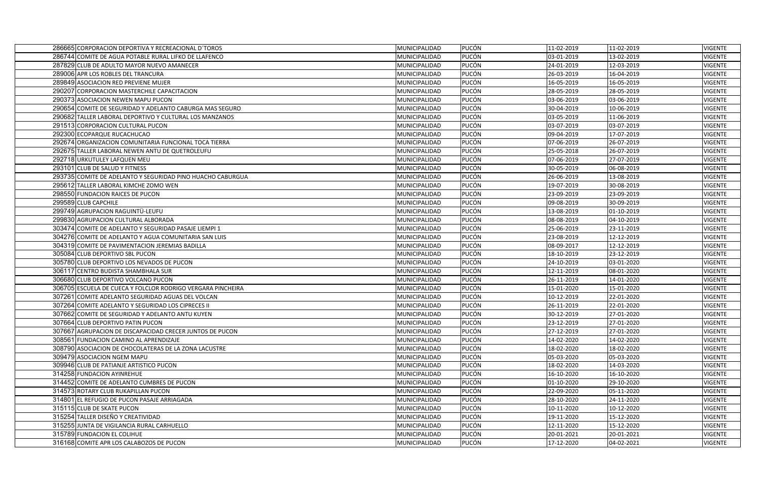| | | | | | | |
|---|---|---|---|---|---|---|
| 286665 | CORPORACION DEPORTIVA Y RECREACIONAL D´TOROS | MUNICIPALIDAD | PUCÓN | 11-02-2019 | 11-02-2019 | VIGENTE |
| 286744 | COMITE DE AGUA POTABLE RURAL LIFKO DE LLAFENCO | MUNICIPALIDAD | PUCÓN | 03-01-2019 | 13-02-2019 | VIGENTE |
| 287829 | CLUB DE ADULTO MAYOR NUEVO AMANECER | MUNICIPALIDAD | PUCÓN | 24-01-2019 | 12-03-2019 | VIGENTE |
| 289006 | APR LOS ROBLES DEL TRANCURA | MUNICIPALIDAD | PUCÓN | 26-03-2019 | 16-04-2019 | VIGENTE |
| 289849 | ASOCIACION RED PREVIENE MUJER | MUNICIPALIDAD | PUCÓN | 16-05-2019 | 16-05-2019 | VIGENTE |
| 290207 | CORPORACION MASTERCHILE CAPACITACION | MUNICIPALIDAD | PUCÓN | 28-05-2019 | 28-05-2019 | VIGENTE |
| 290373 | ASOCIACION NEWEN MAPU PUCON | MUNICIPALIDAD | PUCÓN | 03-06-2019 | 03-06-2019 | VIGENTE |
| 290654 | COMITE DE SEGURIDAD Y ADELANTO CABURGA MAS SEGURO | MUNICIPALIDAD | PUCÓN | 30-04-2019 | 10-06-2019 | VIGENTE |
| 290682 | TALLER LABORAL DEPORTIVO Y CULTURAL LOS MANZANOS | MUNICIPALIDAD | PUCÓN | 03-05-2019 | 11-06-2019 | VIGENTE |
| 291513 | CORPORACION CULTURAL PUCON | MUNICIPALIDAD | PUCÓN | 03-07-2019 | 03-07-2019 | VIGENTE |
| 292300 | ECOPARQUE RUCACHUCAO | MUNICIPALIDAD | PUCÓN | 09-04-2019 | 17-07-2019 | VIGENTE |
| 292674 | ORGANIZACION COMUNITARIA FUNCIONAL TOCA TIERRA | MUNICIPALIDAD | PUCÓN | 07-06-2019 | 26-07-2019 | VIGENTE |
| 292675 | TALLER LABORAL NEWEN ANTU DE QUETROLEUFU | MUNICIPALIDAD | PUCÓN | 25-05-2018 | 26-07-2019 | VIGENTE |
| 292718 | URKUTULEY LAFQUEN MEU | MUNICIPALIDAD | PUCÓN | 07-06-2019 | 27-07-2019 | VIGENTE |
| 293101 | CLUB DE SALUD Y FITNESS | MUNICIPALIDAD | PUCÓN | 30-05-2019 | 06-08-2019 | VIGENTE |
| 293735 | COMITE DE ADELANTO Y SEGURIDAD PINO HUACHO CABURGUA | MUNICIPALIDAD | PUCÓN | 26-06-2019 | 13-08-2019 | VIGENTE |
| 295612 | TALLER LABORAL KIMCHE ZOMO WEN | MUNICIPALIDAD | PUCÓN | 19-07-2019 | 30-08-2019 | VIGENTE |
| 298550 | FUNDACION RAICES DE PUCON | MUNICIPALIDAD | PUCÓN | 23-09-2019 | 23-09-2019 | VIGENTE |
| 299589 | CLUB CAPCHILE | MUNICIPALIDAD | PUCÓN | 09-08-2019 | 30-09-2019 | VIGENTE |
| 299749 | AGRUPACION RAGUINTÜ-LEUFU | MUNICIPALIDAD | PUCÓN | 13-08-2019 | 01-10-2019 | VIGENTE |
| 299830 | AGRUPACION CULTURAL ALBORADA | MUNICIPALIDAD | PUCÓN | 08-08-2019 | 04-10-2019 | VIGENTE |
| 303474 | COMITE DE ADELANTO Y SEGURIDAD PASAJE LIEMPI 1 | MUNICIPALIDAD | PUCÓN | 25-06-2019 | 23-11-2019 | VIGENTE |
| 304276 | COMITE DE ADELANTO Y AGUA COMUNITARIA SAN LUIS | MUNICIPALIDAD | PUCÓN | 23-08-2019 | 12-12-2019 | VIGENTE |
| 304319 | COMITE DE PAVIMENTACION JEREMIAS BADILLA | MUNICIPALIDAD | PUCÓN | 08-09-2017 | 12-12-2019 | VIGENTE |
| 305084 | CLUB DEPORTIVO SBL PUCON | MUNICIPALIDAD | PUCÓN | 18-10-2019 | 23-12-2019 | VIGENTE |
| 305780 | CLUB DEPORTIVO LOS NEVADOS DE PUCON | MUNICIPALIDAD | PUCÓN | 24-10-2019 | 03-01-2020 | VIGENTE |
| 306117 | CENTRO BUDISTA SHAMBHALA SUR | MUNICIPALIDAD | PUCÓN | 12-11-2019 | 08-01-2020 | VIGENTE |
| 306680 | CLUB DEPORTIVO VOLCANO PUCON | MUNICIPALIDAD | PUCÓN | 26-11-2019 | 14-01-2020 | VIGENTE |
| 306705 | ESCUELA DE CUECA Y FOLCLOR RODRIGO VERGARA PINCHEIRA | MUNICIPALIDAD | PUCÓN | 15-01-2020 | 15-01-2020 | VIGENTE |
| 307261 | COMITE ADELANTO SEGURIDAD AGUAS DEL VOLCAN | MUNICIPALIDAD | PUCÓN | 10-12-2019 | 22-01-2020 | VIGENTE |
| 307264 | COMITE ADELANTO Y SEGURIDAD LOS CIPRECES II | MUNICIPALIDAD | PUCÓN | 26-11-2019 | 22-01-2020 | VIGENTE |
| 307662 | COMITE DE SEGURIDAD Y ADELANTO ANTU KUYEN | MUNICIPALIDAD | PUCÓN | 30-12-2019 | 27-01-2020 | VIGENTE |
| 307664 | CLUB DEPORTIVO PATIN PUCON | MUNICIPALIDAD | PUCÓN | 23-12-2019 | 27-01-2020 | VIGENTE |
| 307667 | AGRUPACION DE DISCAPACIDAD CRECER JUNTOS DE PUCON | MUNICIPALIDAD | PUCÓN | 27-12-2019 | 27-01-2020 | VIGENTE |
| 308561 | FUNDACION CAMINO AL APRENDIZAJE | MUNICIPALIDAD | PUCÓN | 14-02-2020 | 14-02-2020 | VIGENTE |
| 308790 | ASOCIACION DE CHOCOLATERAS DE LA ZONA LACUSTRE | MUNICIPALIDAD | PUCÓN | 18-02-2020 | 18-02-2020 | VIGENTE |
| 309479 | ASOCIACION NGEM MAPU | MUNICIPALIDAD | PUCÓN | 05-03-2020 | 05-03-2020 | VIGENTE |
| 309946 | CLUB DE PATIANJE ARTISTICO PUCON | MUNICIPALIDAD | PUCÓN | 18-02-2020 | 14-03-2020 | VIGENTE |
| 314258 | FUNDACION AYINREHUE | MUNICIPALIDAD | PUCÓN | 16-10-2020 | 16-10-2020 | VIGENTE |
| 314452 | COMITE DE ADELANTO CUMBRES DE PUCON | MUNICIPALIDAD | PUCÓN | 01-10-2020 | 29-10-2020 | VIGENTE |
| 314573 | ROTARY CLUB RUKAPILLAN PUCON | MUNICIPALIDAD | PUCÓN | 22-09-2020 | 05-11-2020 | VIGENTE |
| 314801 | EL REFUGIO DE PUCON PASAJE ARRIAGADA | MUNICIPALIDAD | PUCÓN | 28-10-2020 | 24-11-2020 | VIGENTE |
| 315115 | CLUB DE SKATE PUCON | MUNICIPALIDAD | PUCÓN | 10-11-2020 | 10-12-2020 | VIGENTE |
| 315254 | TALLER DISEÑO Y CREATIVIDAD | MUNICIPALIDAD | PUCÓN | 19-11-2020 | 15-12-2020 | VIGENTE |
| 315255 | JUNTA DE VIGILANCIA RURAL CARHUELLO | MUNICIPALIDAD | PUCÓN | 12-11-2020 | 15-12-2020 | VIGENTE |
| 315789 | FUNDACION EL COLIHUE | MUNICIPALIDAD | PUCÓN | 20-01-2021 | 20-01-2021 | VIGENTE |
| 316168 | COMITE APR LOS CALABOZOS DE PUCON | MUNICIPALIDAD | PUCÓN | 17-12-2020 | 04-02-2021 | VIGENTE |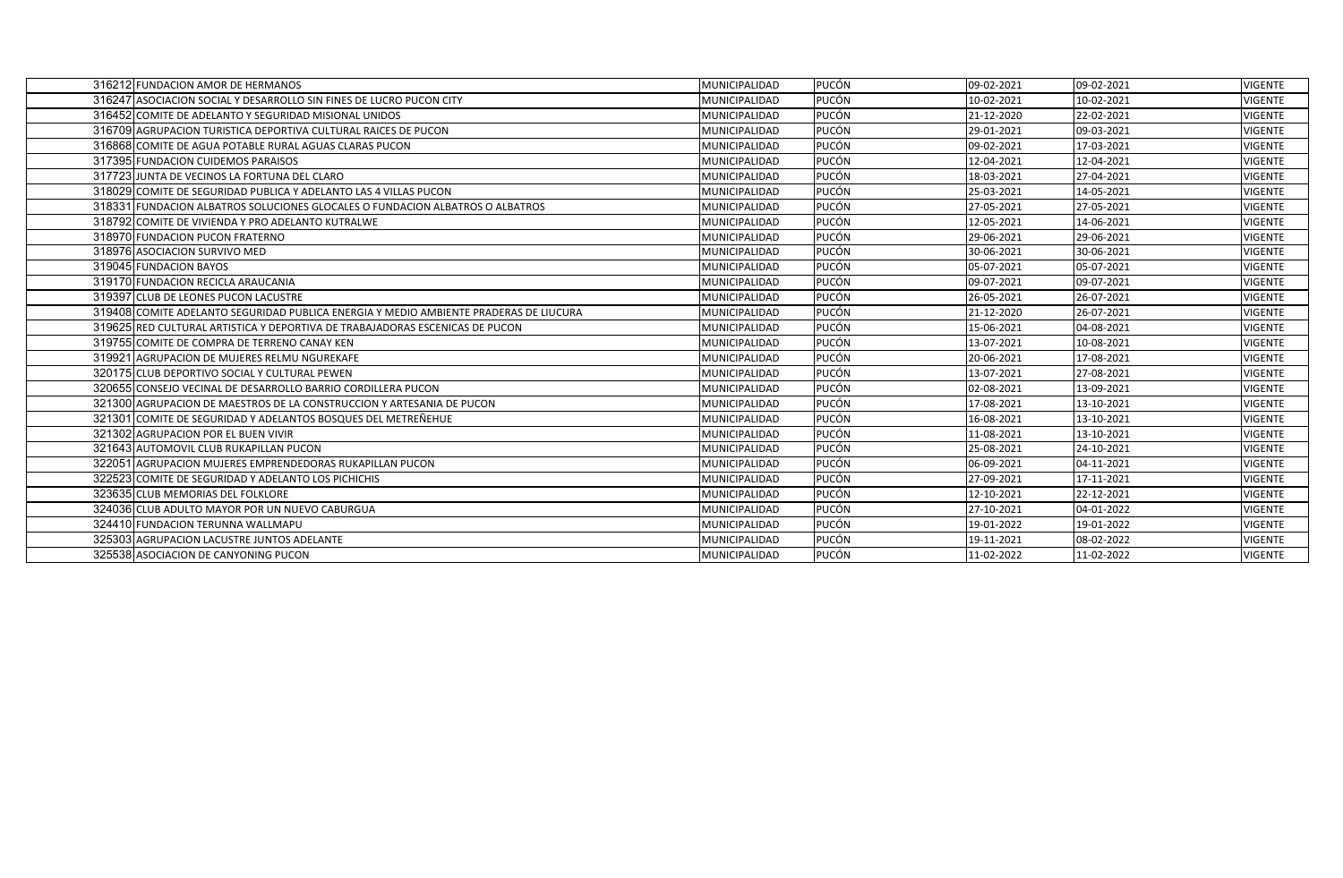| | | | | | | |
|---|---|---|---|---|---|---|
| 316212 | FUNDACION AMOR DE HERMANOS | MUNICIPALIDAD | PUCÓN | 09-02-2021 | 09-02-2021 | VIGENTE |
| 316247 | ASOCIACION SOCIAL Y DESARROLLO SIN FINES DE LUCRO PUCON CITY | MUNICIPALIDAD | PUCÓN | 10-02-2021 | 10-02-2021 | VIGENTE |
| 316452 | COMITE DE ADELANTO Y SEGURIDAD MISIONAL UNIDOS | MUNICIPALIDAD | PUCÓN | 21-12-2020 | 22-02-2021 | VIGENTE |
| 316709 | AGRUPACION TURISTICA DEPORTIVA CULTURAL RAICES DE PUCON | MUNICIPALIDAD | PUCÓN | 29-01-2021 | 09-03-2021 | VIGENTE |
| 316868 | COMITE DE AGUA POTABLE RURAL AGUAS CLARAS PUCON | MUNICIPALIDAD | PUCÓN | 09-02-2021 | 17-03-2021 | VIGENTE |
| 317395 | FUNDACION CUIDEMOS PARAISOS | MUNICIPALIDAD | PUCÓN | 12-04-2021 | 12-04-2021 | VIGENTE |
| 317723 | JUNTA DE VECINOS LA FORTUNA DEL CLARO | MUNICIPALIDAD | PUCÓN | 18-03-2021 | 27-04-2021 | VIGENTE |
| 318029 | COMITE DE SEGURIDAD PUBLICA Y ADELANTO LAS 4 VILLAS PUCON | MUNICIPALIDAD | PUCÓN | 25-03-2021 | 14-05-2021 | VIGENTE |
| 318331 | FUNDACION ALBATROS SOLUCIONES GLOCALES O FUNDACION ALBATROS O ALBATROS | MUNICIPALIDAD | PUCÓN | 27-05-2021 | 27-05-2021 | VIGENTE |
| 318792 | COMITE DE VIVIENDA Y PRO ADELANTO KUTRALWE | MUNICIPALIDAD | PUCÓN | 12-05-2021 | 14-06-2021 | VIGENTE |
| 318970 | FUNDACION PUCON FRATERNO | MUNICIPALIDAD | PUCÓN | 29-06-2021 | 29-06-2021 | VIGENTE |
| 318976 | ASOCIACION SURVIVO MED | MUNICIPALIDAD | PUCÓN | 30-06-2021 | 30-06-2021 | VIGENTE |
| 319045 | FUNDACION BAYOS | MUNICIPALIDAD | PUCÓN | 05-07-2021 | 05-07-2021 | VIGENTE |
| 319170 | FUNDACION RECICLA ARAUCANIA | MUNICIPALIDAD | PUCÓN | 09-07-2021 | 09-07-2021 | VIGENTE |
| 319397 | CLUB DE LEONES PUCON LACUSTRE | MUNICIPALIDAD | PUCÓN | 26-05-2021 | 26-07-2021 | VIGENTE |
| 319408 | COMITE ADELANTO SEGURIDAD PUBLICA ENERGIA Y MEDIO AMBIENTE PRADERAS DE LIUCURA | MUNICIPALIDAD | PUCÓN | 21-12-2020 | 26-07-2021 | VIGENTE |
| 319625 | RED CULTURAL ARTISTICA Y DEPORTIVA DE TRABAJADORAS ESCENICAS DE PUCON | MUNICIPALIDAD | PUCÓN | 15-06-2021 | 04-08-2021 | VIGENTE |
| 319755 | COMITE DE COMPRA DE TERRENO CANAY KEN | MUNICIPALIDAD | PUCÓN | 13-07-2021 | 10-08-2021 | VIGENTE |
| 319921 | AGRUPACION DE MUJERES RELMU NGUREKAFE | MUNICIPALIDAD | PUCÓN | 20-06-2021 | 17-08-2021 | VIGENTE |
| 320175 | CLUB DEPORTIVO SOCIAL Y CULTURAL PEWEN | MUNICIPALIDAD | PUCÓN | 13-07-2021 | 27-08-2021 | VIGENTE |
| 320655 | CONSEJO VECINAL DE DESARROLLO BARRIO CORDILLERA PUCON | MUNICIPALIDAD | PUCÓN | 02-08-2021 | 13-09-2021 | VIGENTE |
| 321300 | AGRUPACION DE MAESTROS DE LA CONSTRUCCION Y ARTESANIA DE PUCON | MUNICIPALIDAD | PUCÓN | 17-08-2021 | 13-10-2021 | VIGENTE |
| 321301 | COMITE DE SEGURIDAD Y ADELANTOS BOSQUES DEL METREÑEHUE | MUNICIPALIDAD | PUCÓN | 16-08-2021 | 13-10-2021 | VIGENTE |
| 321302 | AGRUPACION POR EL BUEN VIVIR | MUNICIPALIDAD | PUCÓN | 11-08-2021 | 13-10-2021 | VIGENTE |
| 321643 | AUTOMOVIL CLUB RUKAPILLAN PUCON | MUNICIPALIDAD | PUCÓN | 25-08-2021 | 24-10-2021 | VIGENTE |
| 322051 | AGRUPACION MUJERES EMPRENDEDORAS RUKAPILLAN PUCON | MUNICIPALIDAD | PUCÓN | 06-09-2021 | 04-11-2021 | VIGENTE |
| 322523 | COMITE DE SEGURIDAD Y ADELANTO LOS PICHICHIS | MUNICIPALIDAD | PUCÓN | 27-09-2021 | 17-11-2021 | VIGENTE |
| 323635 | CLUB MEMORIAS DEL FOLKLORE | MUNICIPALIDAD | PUCÓN | 12-10-2021 | 22-12-2021 | VIGENTE |
| 324036 | CLUB ADULTO MAYOR POR UN NUEVO CABURGUA | MUNICIPALIDAD | PUCÓN | 27-10-2021 | 04-01-2022 | VIGENTE |
| 324410 | FUNDACION TERUNNA WALLMAPU | MUNICIPALIDAD | PUCÓN | 19-01-2022 | 19-01-2022 | VIGENTE |
| 325303 | AGRUPACION LACUSTRE JUNTOS ADELANTE | MUNICIPALIDAD | PUCÓN | 19-11-2021 | 08-02-2022 | VIGENTE |
| 325538 | ASOCIACION DE CANYONING PUCON | MUNICIPALIDAD | PUCÓN | 11-02-2022 | 11-02-2022 | VIGENTE |